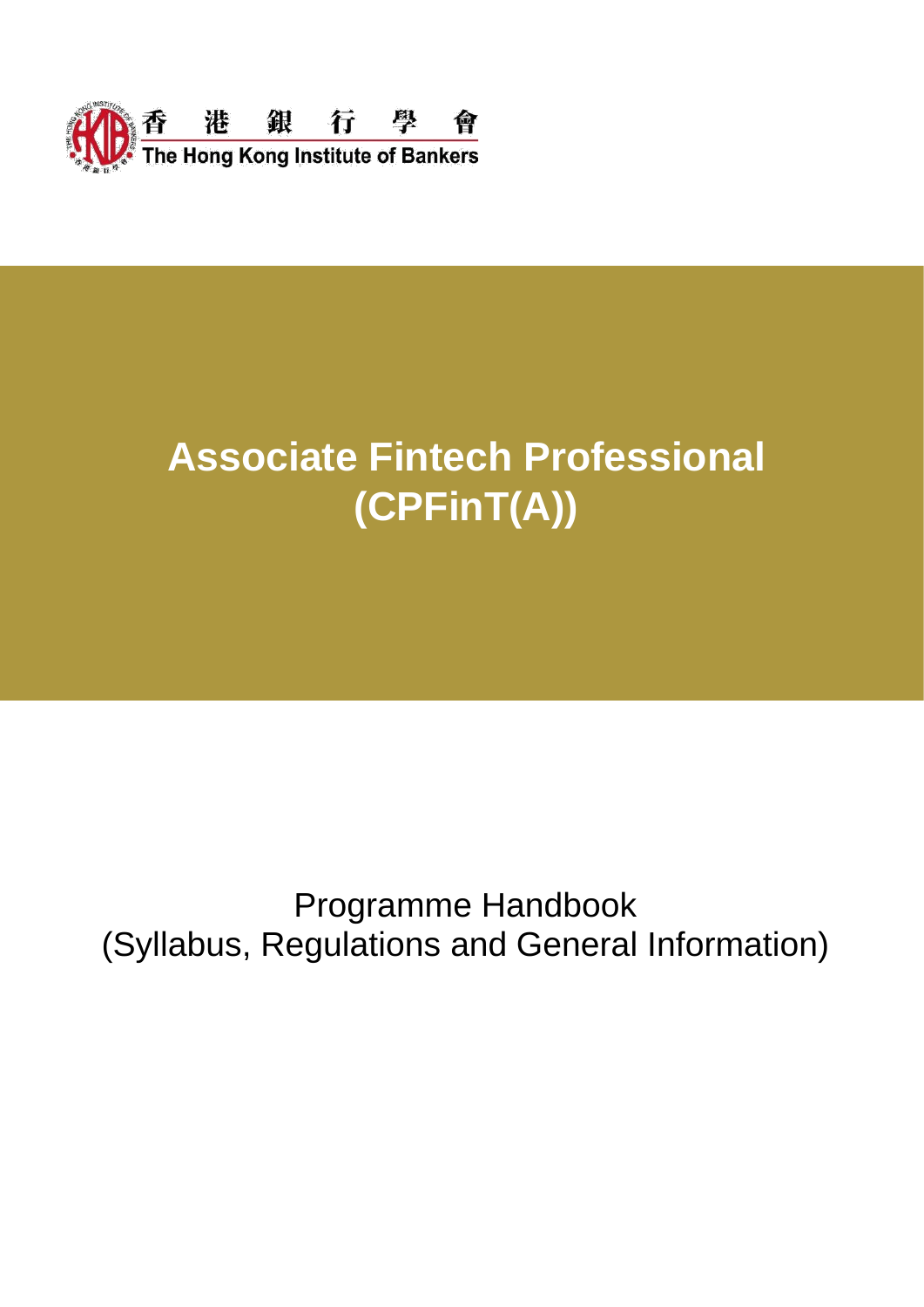香港銀行學會

The Hong Kong Institute of Bankers

# Associate Fintech Professional (CPFinT(A))

Programme Handbook
(Syllabus, Regulations and General Information)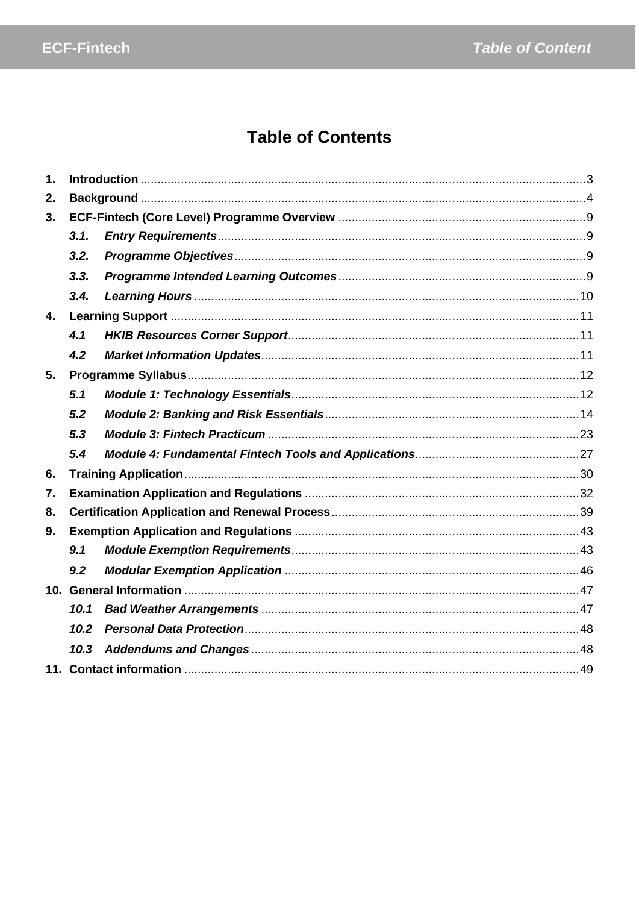# Table of Contents

| | | |
|---|---|---|
| **1.** | **Introduction** | 3 |
| **2.** | **Background** | 4 |
| **3.** | **ECF-Fintech (Core Level) Programme Overview** | 9 |
| *3.1.* | ***Entry Requirements*** | 9 |
| *3.2.* | ***Programme Objectives*** | 9 |
| *3.3.* | ***Programme Intended Learning Outcomes*** | 9 |
| *3.4.* | ***Learning Hours*** | 10 |
| **4.** | **Learning Support** | 11 |
| *4.1* | ***HKIB Resources Corner Support*** | 11 |
| *4.2* | ***Market Information Updates*** | 11 |
| **5.** | **Programme Syllabus** | 12 |
| *5.1* | ***Module 1: Technology Essentials*** | 12 |
| *5.2* | ***Module 2: Banking and Risk Essentials*** | 14 |
| *5.3* | ***Module 3: Fintech Practicum*** | 23 |
| *5.4* | ***Module 4: Fundamental Fintech Tools and Applications*** | 27 |
| **6.** | **Training Application** | 30 |
| **7.** | **Examination Application and Regulations** | 32 |
| **8.** | **Certification Application and Renewal Process** | 39 |
| **9.** | **Exemption Application and Regulations** | 43 |
| *9.1* | ***Module Exemption Requirements*** | 43 |
| *9.2* | ***Modular Exemption Application*** | 46 |
| **10.** | **General Information** | 47 |
| *10.1* | ***Bad Weather Arrangements*** | 47 |
| *10.2* | ***Personal Data Protection*** | 48 |
| *10.3* | ***Addendums and Changes*** | 48 |
| **11.** | **Contact information** | 49 |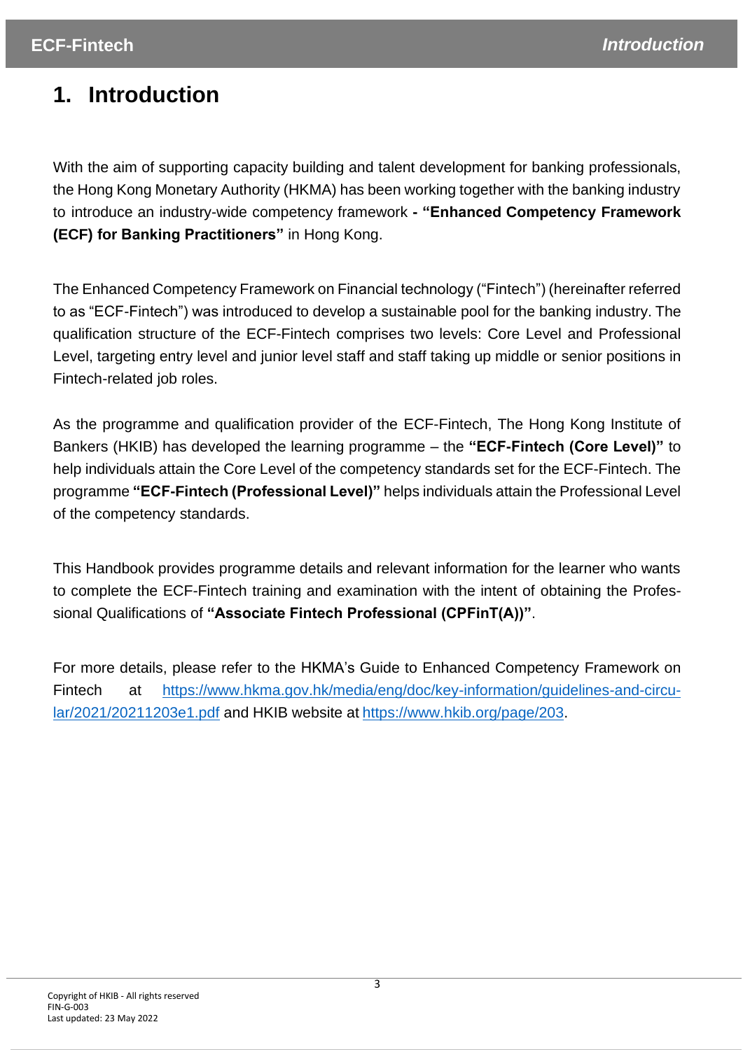# 1. Introduction

With the aim of supporting capacity building and talent development for banking professionals, the Hong Kong Monetary Authority (HKMA) has been working together with the banking industry to introduce an industry-wide competency framework **- "Enhanced Competency Framework (ECF) for Banking Practitioners"** in Hong Kong.

The Enhanced Competency Framework on Financial technology ("Fintech") (hereinafter referred to as "ECF-Fintech") was introduced to develop a sustainable pool for the banking industry. The qualification structure of the ECF-Fintech comprises two levels: Core Level and Professional Level, targeting entry level and junior level staff and staff taking up middle or senior positions in Fintech-related job roles.

As the programme and qualification provider of the ECF-Fintech, The Hong Kong Institute of Bankers (HKIB) has developed the learning programme – the **"ECF-Fintech (Core Level)"** to help individuals attain the Core Level of the competency standards set for the ECF-Fintech. The programme **"ECF-Fintech (Professional Level)"** helps individuals attain the Professional Level of the competency standards.

This Handbook provides programme details and relevant information for the learner who wants to complete the ECF-Fintech training and examination with the intent of obtaining the Professional Qualifications of **"Associate Fintech Professional (CPFinT(A))"**.

For more details, please refer to the HKMA's Guide to Enhanced Competency Framework on Fintech at [https://www.hkma.gov.hk/media/eng/doc/key-information/guidelines-and-circular/2021/20211203e1.pdf](https://www.hkma.gov.hk/media/eng/doc/key-information/guidelines-and-circular/2021/20211203e1.pdf) and HKIB website at [https://www.hkib.org/page/203](https://www.hkib.org/page/203).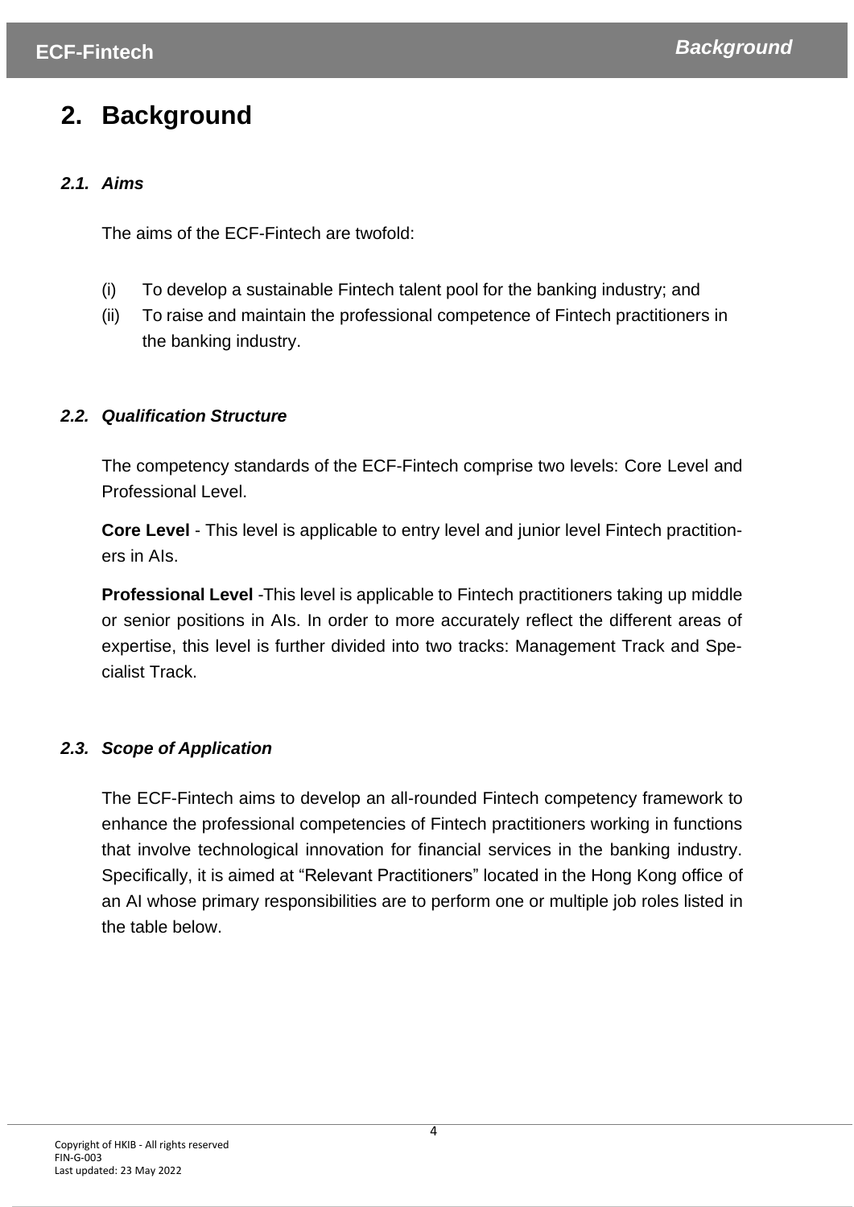## 2. Background

### *2.1. Aims*

The aims of the ECF-Fintech are twofold:

(i) To develop a sustainable Fintech talent pool for the banking industry; and
(ii) To raise and maintain the professional competence of Fintech practitioners in the banking industry.

### *2.2. Qualification Structure*

The competency standards of the ECF-Fintech comprise two levels: Core Level and Professional Level.

**Core Level** - This level is applicable to entry level and junior level Fintech practitioners in AIs.

**Professional Level** -This level is applicable to Fintech practitioners taking up middle or senior positions in AIs. In order to more accurately reflect the different areas of expertise, this level is further divided into two tracks: Management Track and Specialist Track.

### *2.3. Scope of Application*

The ECF-Fintech aims to develop an all-rounded Fintech competency framework to enhance the professional competencies of Fintech practitioners working in functions that involve technological innovation for financial services in the banking industry. Specifically, it is aimed at "Relevant Practitioners" located in the Hong Kong office of an AI whose primary responsibilities are to perform one or multiple job roles listed in the table below.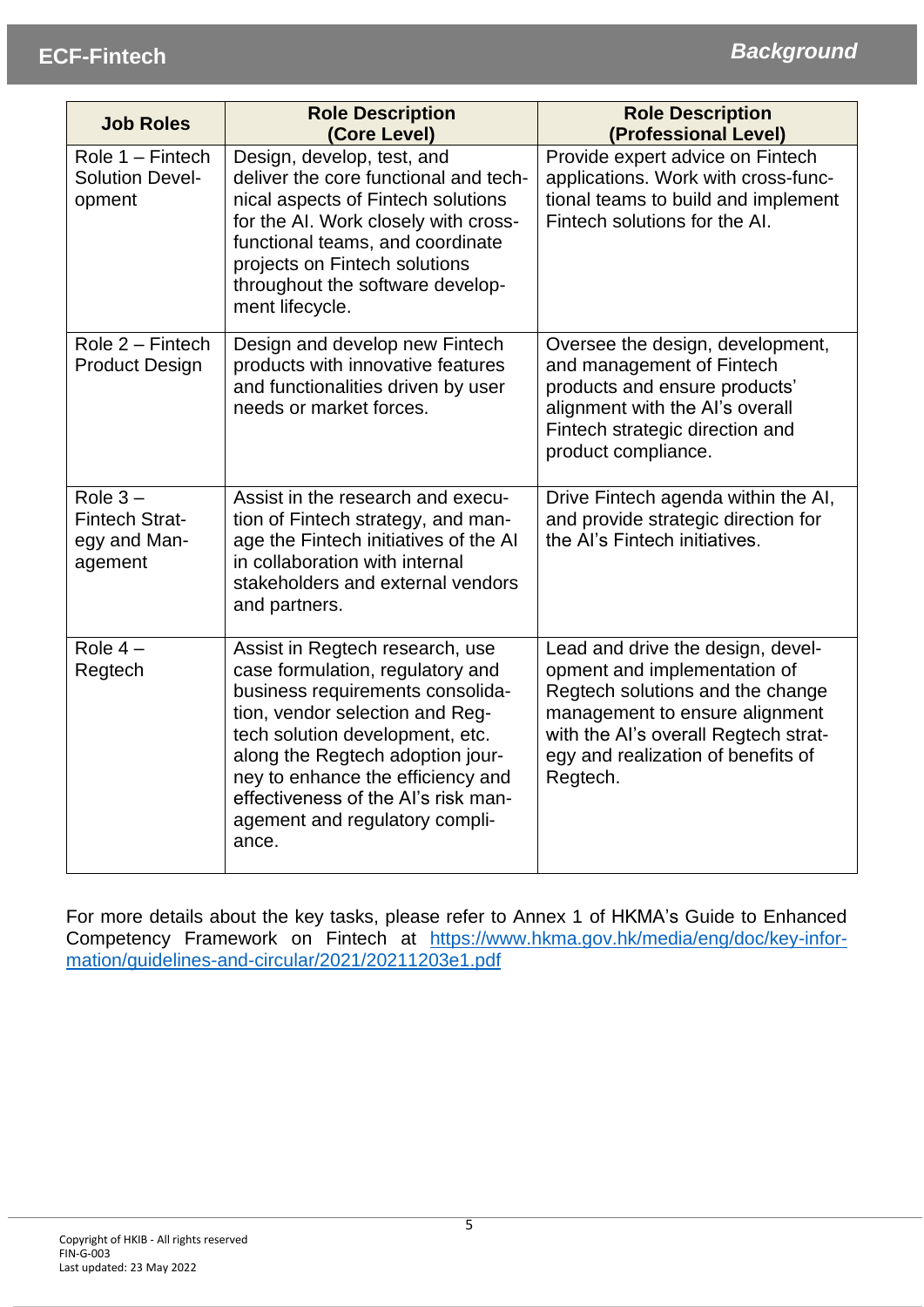| Job Roles | Role Description (Core Level) | Role Description (Professional Level) |
|---|---|---|
| Role 1 – Fintech Solution Development | Design, develop, test, and deliver the core functional and technical aspects of Fintech solutions for the AI. Work closely with cross-functional teams, and coordinate projects on Fintech solutions throughout the software development lifecycle. | Provide expert advice on Fintech applications. Work with cross-functional teams to build and implement Fintech solutions for the AI. |
| Role 2 – Fintech Product Design | Design and develop new Fintech products with innovative features and functionalities driven by user needs or market forces. | Oversee the design, development, and management of Fintech products and ensure products' alignment with the AI's overall Fintech strategic direction and product compliance. |
| Role 3 – Fintech Strategy and Management | Assist in the research and execution of Fintech strategy, and manage the Fintech initiatives of the AI in collaboration with internal stakeholders and external vendors and partners. | Drive Fintech agenda within the AI, and provide strategic direction for the AI's Fintech initiatives. |
| Role 4 – Regtech | Assist in Regtech research, use case formulation, regulatory and business requirements consolidation, vendor selection and Regtech solution development, etc. along the Regtech adoption journey to enhance the efficiency and effectiveness of the AI's risk management and regulatory compliance. | Lead and drive the design, development and implementation of Regtech solutions and the change management to ensure alignment with the AI's overall Regtech strategy and realization of benefits of Regtech. |

For more details about the key tasks, please refer to Annex 1 of HKMA's Guide to Enhanced Competency Framework on Fintech at [https://www.hkma.gov.hk/media/eng/doc/key-information/guidelines-and-circular/2021/20211203e1.pdf](https://www.hkma.gov.hk/media/eng/doc/key-information/guidelines-and-circular/2021/20211203e1.pdf)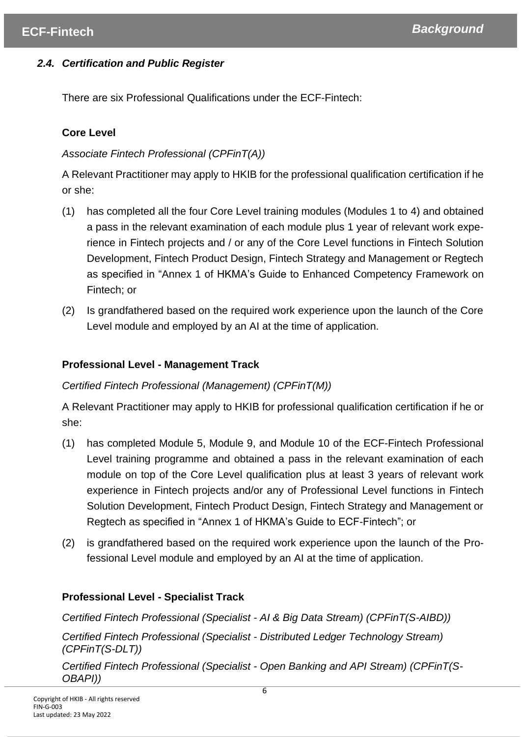### *2.4. Certification and Public Register*

There are six Professional Qualifications under the ECF-Fintech:

**Core Level**

*Associate Fintech Professional (CPFinT(A))*

A Relevant Practitioner may apply to HKIB for the professional qualification certification if he or she:

(1) has completed all the four Core Level training modules (Modules 1 to 4) and obtained a pass in the relevant examination of each module plus 1 year of relevant work experience in Fintech projects and / or any of the Core Level functions in Fintech Solution Development, Fintech Product Design, Fintech Strategy and Management or Regtech as specified in "Annex 1 of HKMA's Guide to Enhanced Competency Framework on Fintech; or

(2) Is grandfathered based on the required work experience upon the launch of the Core Level module and employed by an AI at the time of application.

**Professional Level - Management Track**

*Certified Fintech Professional (Management) (CPFinT(M))*

A Relevant Practitioner may apply to HKIB for professional qualification certification if he or she:

(1) has completed Module 5, Module 9, and Module 10 of the ECF-Fintech Professional Level training programme and obtained a pass in the relevant examination of each module on top of the Core Level qualification plus at least 3 years of relevant work experience in Fintech projects and/or any of Professional Level functions in Fintech Solution Development, Fintech Product Design, Fintech Strategy and Management or Regtech as specified in "Annex 1 of HKMA's Guide to ECF-Fintech"; or

(2) is grandfathered based on the required work experience upon the launch of the Professional Level module and employed by an AI at the time of application.

**Professional Level - Specialist Track**

*Certified Fintech Professional (Specialist - AI & Big Data Stream) (CPFinT(S-AIBD))*

*Certified Fintech Professional (Specialist - Distributed Ledger Technology Stream) (CPFinT(S-DLT))*

*Certified Fintech Professional (Specialist - Open Banking and API Stream) (CPFinT(S-OBAPI))*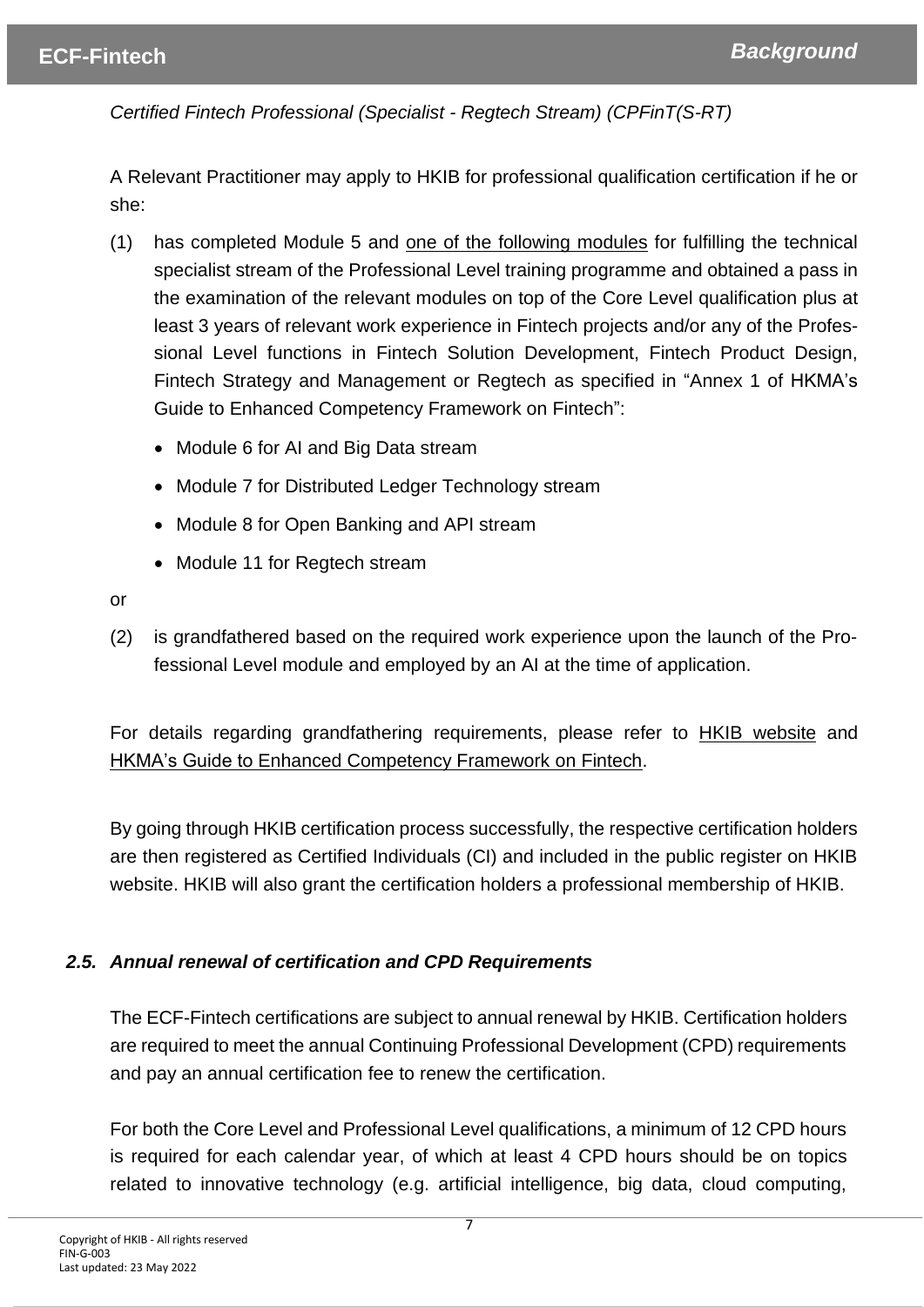*Certified Fintech Professional (Specialist - Regtech Stream) (CPFinT(S-RT)*

A Relevant Practitioner may apply to HKIB for professional qualification certification if he or she:

(1) has completed Module 5 and one of the following modules for fulfilling the technical specialist stream of the Professional Level training programme and obtained a pass in the examination of the relevant modules on top of the Core Level qualification plus at least 3 years of relevant work experience in Fintech projects and/or any of the Professional Level functions in Fintech Solution Development, Fintech Product Design, Fintech Strategy and Management or Regtech as specified in "Annex 1 of HKMA's Guide to Enhanced Competency Framework on Fintech":

- Module 6 for AI and Big Data stream
- Module 7 for Distributed Ledger Technology stream
- Module 8 for Open Banking and API stream
- Module 11 for Regtech stream

or

(2) is grandfathered based on the required work experience upon the launch of the Professional Level module and employed by an AI at the time of application.

For details regarding grandfathering requirements, please refer to HKIB website and HKMA's Guide to Enhanced Competency Framework on Fintech.

By going through HKIB certification process successfully, the respective certification holders are then registered as Certified Individuals (CI) and included in the public register on HKIB website. HKIB will also grant the certification holders a professional membership of HKIB.

### *2.5. Annual renewal of certification and CPD Requirements*

The ECF-Fintech certifications are subject to annual renewal by HKIB. Certification holders are required to meet the annual Continuing Professional Development (CPD) requirements and pay an annual certification fee to renew the certification.

For both the Core Level and Professional Level qualifications, a minimum of 12 CPD hours is required for each calendar year, of which at least 4 CPD hours should be on topics related to innovative technology (e.g. artificial intelligence, big data, cloud computing,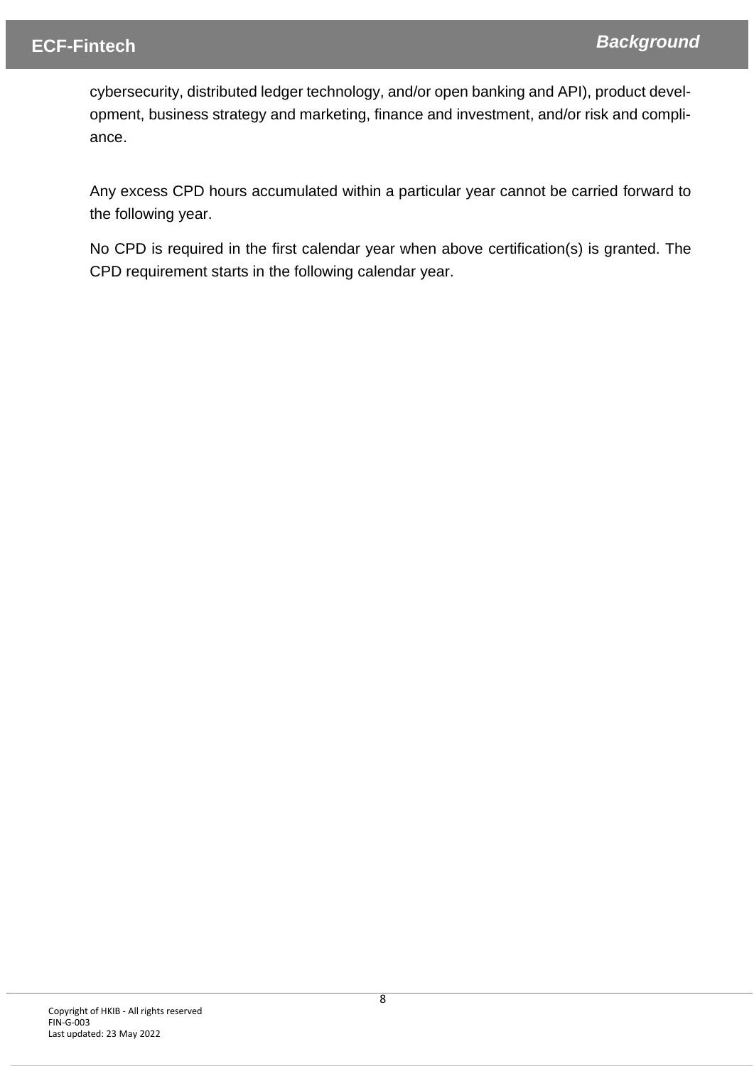cybersecurity, distributed ledger technology, and/or open banking and API), product development, business strategy and marketing, finance and investment, and/or risk and compliance.

Any excess CPD hours accumulated within a particular year cannot be carried forward to the following year.

No CPD is required in the first calendar year when above certification(s) is granted. The CPD requirement starts in the following calendar year.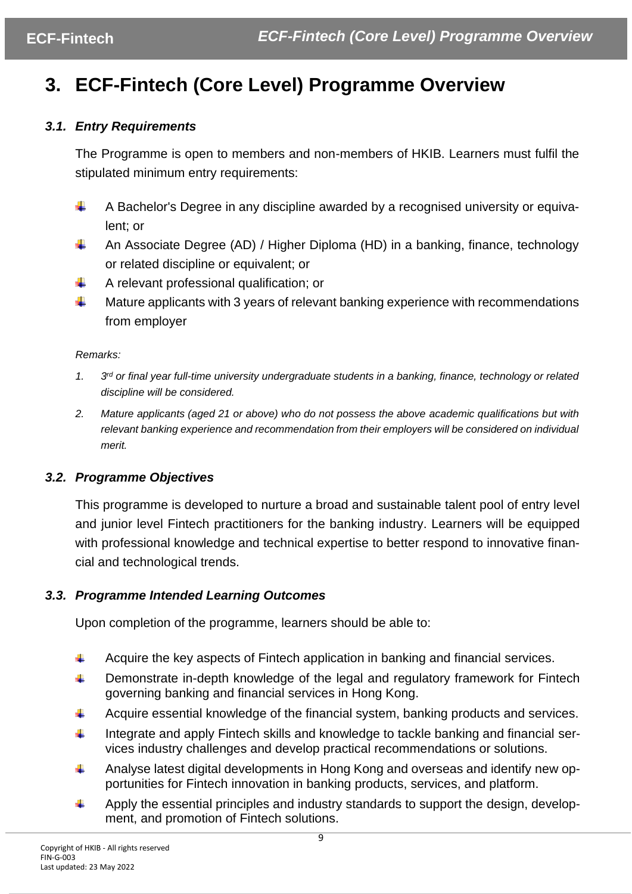# 3. ECF-Fintech (Core Level) Programme Overview

### *3.1. Entry Requirements*

The Programme is open to members and non-members of HKIB. Learners must fulfil the stipulated minimum entry requirements:

- A Bachelor's Degree in any discipline awarded by a recognised university or equivalent; or
- An Associate Degree (AD) / Higher Diploma (HD) in a banking, finance, technology or related discipline or equivalent; or
- A relevant professional qualification; or
- Mature applicants with 3 years of relevant banking experience with recommendations from employer

*Remarks:*

1. *3rd or final year full-time university undergraduate students in a banking, finance, technology or related discipline will be considered.*
2. *Mature applicants (aged 21 or above) who do not possess the above academic qualifications but with relevant banking experience and recommendation from their employers will be considered on individual merit.*

### *3.2. Programme Objectives*

This programme is developed to nurture a broad and sustainable talent pool of entry level and junior level Fintech practitioners for the banking industry. Learners will be equipped with professional knowledge and technical expertise to better respond to innovative financial and technological trends.

### *3.3. Programme Intended Learning Outcomes*

Upon completion of the programme, learners should be able to:

- Acquire the key aspects of Fintech application in banking and financial services.
- Demonstrate in-depth knowledge of the legal and regulatory framework for Fintech governing banking and financial services in Hong Kong.
- Acquire essential knowledge of the financial system, banking products and services.
- Integrate and apply Fintech skills and knowledge to tackle banking and financial services industry challenges and develop practical recommendations or solutions.
- Analyse latest digital developments in Hong Kong and overseas and identify new opportunities for Fintech innovation in banking products, services, and platform.
- Apply the essential principles and industry standards to support the design, development, and promotion of Fintech solutions.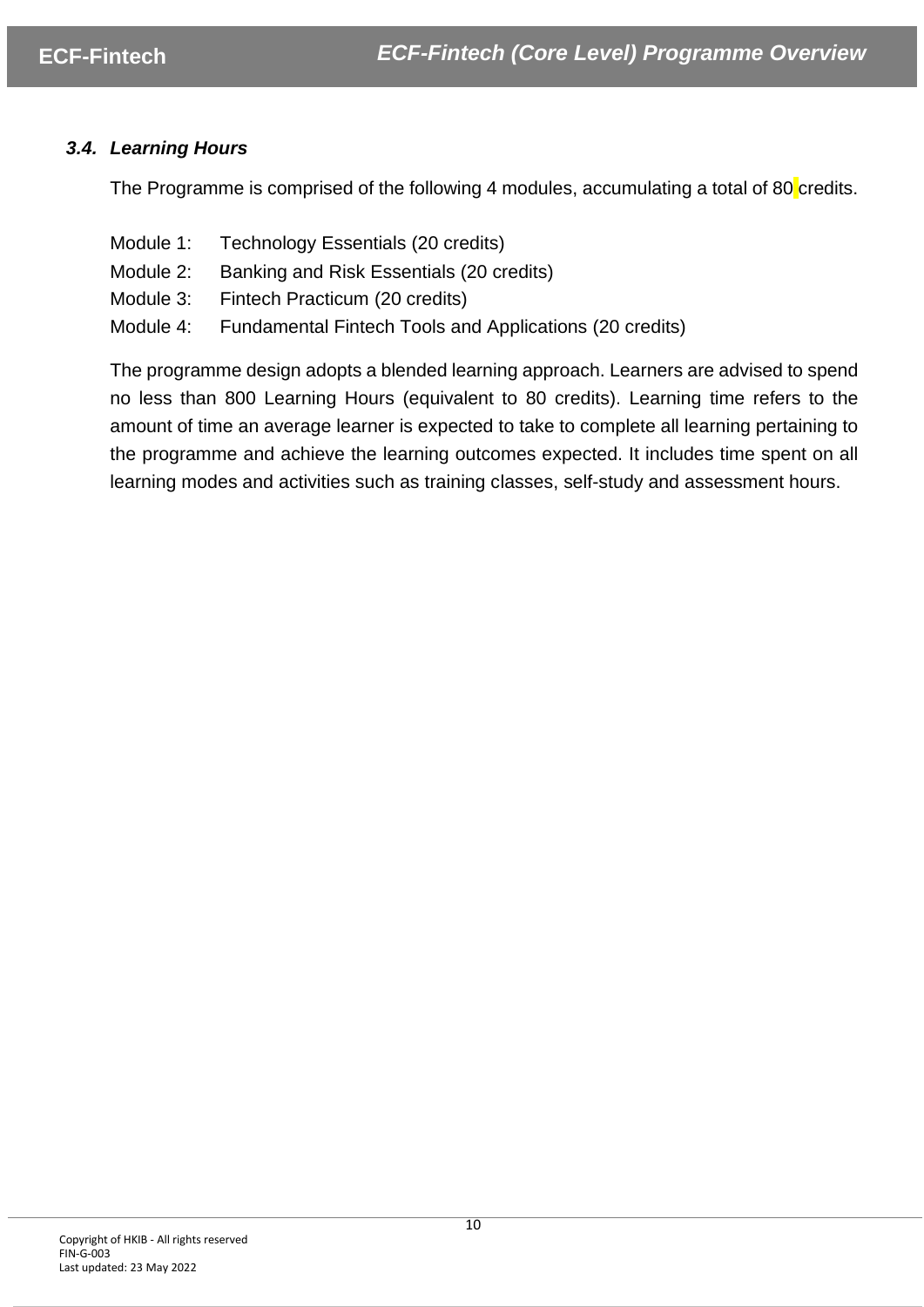### *3.4. Learning Hours*

The Programme is comprised of the following 4 modules, accumulating a total of 80 credits.

Module 1: Technology Essentials (20 credits)
Module 2: Banking and Risk Essentials (20 credits)
Module 3: Fintech Practicum (20 credits)
Module 4: Fundamental Fintech Tools and Applications (20 credits)

The programme design adopts a blended learning approach. Learners are advised to spend no less than 800 Learning Hours (equivalent to 80 credits). Learning time refers to the amount of time an average learner is expected to take to complete all learning pertaining to the programme and achieve the learning outcomes expected. It includes time spent on all learning modes and activities such as training classes, self-study and assessment hours.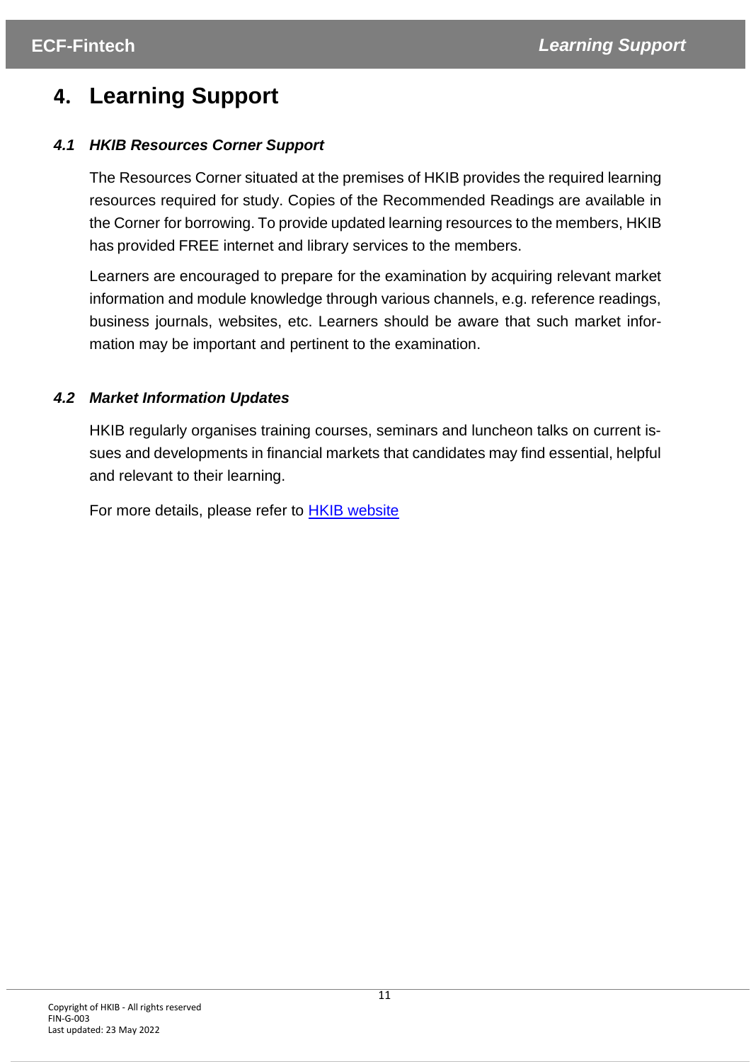# 4. Learning Support

### *4.1 HKIB Resources Corner Support*

The Resources Corner situated at the premises of HKIB provides the required learning resources required for study. Copies of the Recommended Readings are available in the Corner for borrowing. To provide updated learning resources to the members, HKIB has provided FREE internet and library services to the members.

Learners are encouraged to prepare for the examination by acquiring relevant market information and module knowledge through various channels, e.g. reference readings, business journals, websites, etc. Learners should be aware that such market information may be important and pertinent to the examination.

### *4.2 Market Information Updates*

HKIB regularly organises training courses, seminars and luncheon talks on current issues and developments in financial markets that candidates may find essential, helpful and relevant to their learning.

For more details, please refer to [HKIB website]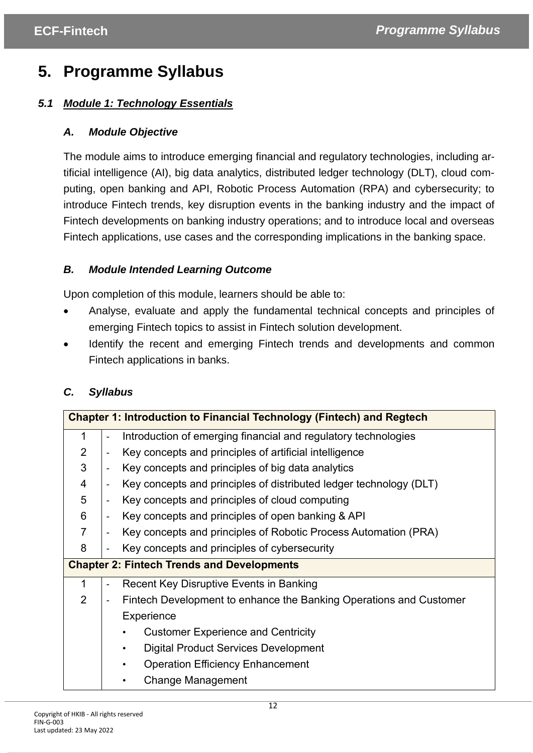# 5. Programme Syllabus

## *5.1 Module 1: Technology Essentials*

### *A. Module Objective*

The module aims to introduce emerging financial and regulatory technologies, including artificial intelligence (AI), big data analytics, distributed ledger technology (DLT), cloud computing, open banking and API, Robotic Process Automation (RPA) and cybersecurity; to introduce Fintech trends, key disruption events in the banking industry and the impact of Fintech developments on banking industry operations; and to introduce local and overseas Fintech applications, use cases and the corresponding implications in the banking space.

### *B. Module Intended Learning Outcome*

Upon completion of this module, learners should be able to:

- Analyse, evaluate and apply the fundamental technical concepts and principles of emerging Fintech topics to assist in Fintech solution development.
- Identify the recent and emerging Fintech trends and developments and common Fintech applications in banks.

### *C. Syllabus*

| **Chapter 1: Introduction to Financial Technology (Fintech) and Regtech** | |
|---|---|
| 1 | - Introduction of emerging financial and regulatory technologies |
| 2 | - Key concepts and principles of artificial intelligence |
| 3 | - Key concepts and principles of big data analytics |
| 4 | - Key concepts and principles of distributed ledger technology (DLT) |
| 5 | - Key concepts and principles of cloud computing |
| 6 | - Key concepts and principles of open banking & API |
| 7 | - Key concepts and principles of Robotic Process Automation (PRA) |
| 8 | - Key concepts and principles of cybersecurity |
| **Chapter 2: Fintech Trends and Developments** | |
| 1 | - Recent Key Disruptive Events in Banking |
| 2 | - Fintech Development to enhance the Banking Operations and Customer Experience<br>• Customer Experience and Centricity<br>• Digital Product Services Development<br>• Operation Efficiency Enhancement<br>• Change Management |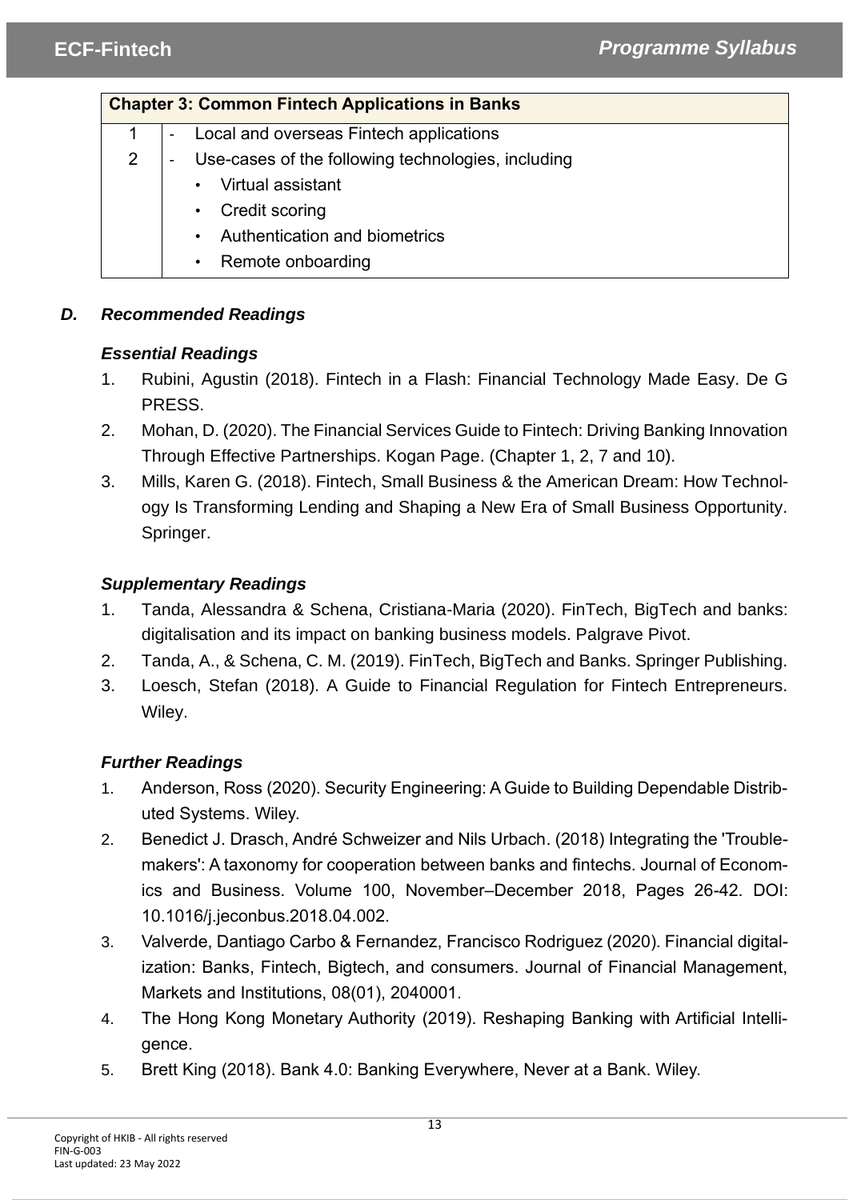| Chapter 3: Common Fintech Applications in Banks | |
|---|---|
| 1 | - Local and overseas Fintech applications |
| 2 | - Use-cases of the following technologies, including<br>• Virtual assistant<br>• Credit scoring<br>• Authentication and biometrics<br>• Remote onboarding |

## *D. Recommended Readings*

### *Essential Readings*

1. Rubini, Agustin (2018). Fintech in a Flash: Financial Technology Made Easy. De G PRESS.
2. Mohan, D. (2020). The Financial Services Guide to Fintech: Driving Banking Innovation Through Effective Partnerships. Kogan Page. (Chapter 1, 2, 7 and 10).
3. Mills, Karen G. (2018). Fintech, Small Business & the American Dream: How Technology Is Transforming Lending and Shaping a New Era of Small Business Opportunity. Springer.

### *Supplementary Readings*

1. Tanda, Alessandra & Schena, Cristiana-Maria (2020). FinTech, BigTech and banks: digitalisation and its impact on banking business models. Palgrave Pivot.
2. Tanda, A., & Schena, C. M. (2019). FinTech, BigTech and Banks. Springer Publishing.
3. Loesch, Stefan (2018). A Guide to Financial Regulation for Fintech Entrepreneurs. Wiley.

### *Further Readings*

1. Anderson, Ross (2020). Security Engineering: A Guide to Building Dependable Distributed Systems. Wiley.
2. Benedict J. Drasch, André Schweizer and Nils Urbach. (2018) Integrating the 'Troublemakers': A taxonomy for cooperation between banks and fintechs. Journal of Economics and Business. Volume 100, November–December 2018, Pages 26-42. DOI: 10.1016/j.jeconbus.2018.04.002.
3. Valverde, Dantiago Carbo & Fernandez, Francisco Rodriguez (2020). Financial digitalization: Banks, Fintech, Bigtech, and consumers. Journal of Financial Management, Markets and Institutions, 08(01), 2040001.
4. The Hong Kong Monetary Authority (2019). Reshaping Banking with Artificial Intelligence.
5. Brett King (2018). Bank 4.0: Banking Everywhere, Never at a Bank. Wiley.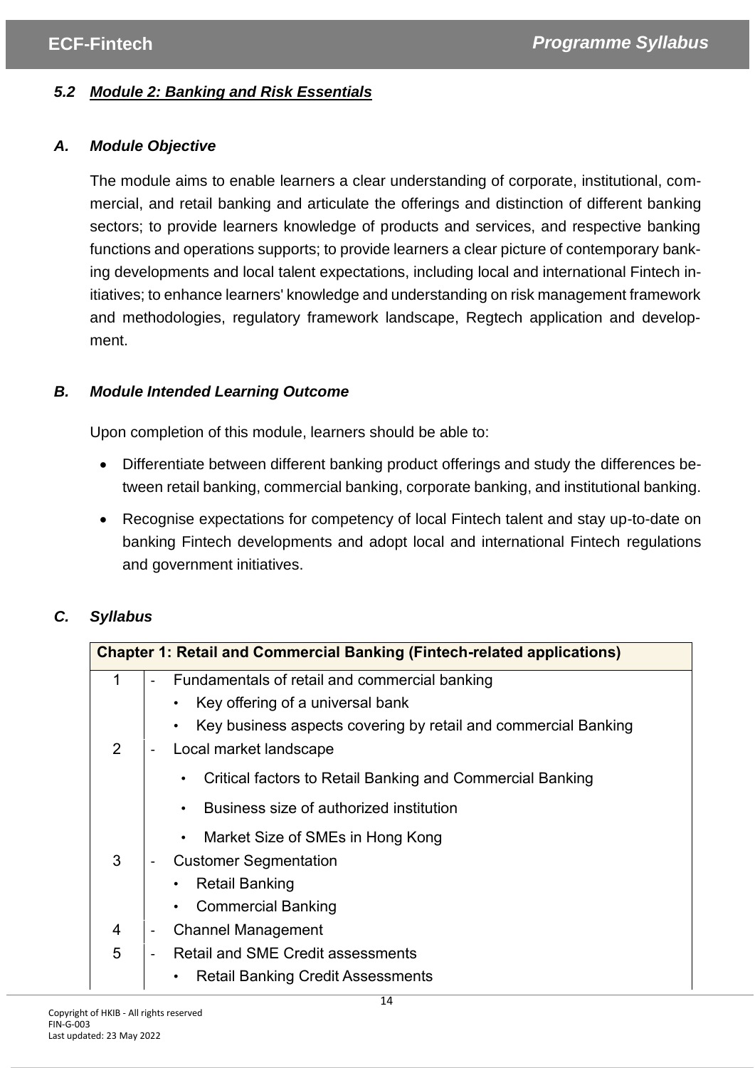### *5.2 Module 2: Banking and Risk Essentials*

### *A. Module Objective*

The module aims to enable learners a clear understanding of corporate, institutional, commercial, and retail banking and articulate the offerings and distinction of different banking sectors; to provide learners knowledge of products and services, and respective banking functions and operations supports; to provide learners a clear picture of contemporary banking developments and local talent expectations, including local and international Fintech initiatives; to enhance learners' knowledge and understanding on risk management framework and methodologies, regulatory framework landscape, Regtech application and development.

### *B. Module Intended Learning Outcome*

Upon completion of this module, learners should be able to:

- Differentiate between different banking product offerings and study the differences between retail banking, commercial banking, corporate banking, and institutional banking.
- Recognise expectations for competency of local Fintech talent and stay up-to-date on banking Fintech developments and adopt local and international Fintech regulations and government initiatives.

### *C. Syllabus*

| **Chapter 1: Retail and Commercial Banking (Fintech-related applications)** | |
|---|---|
| 1 | - Fundamentals of retail and commercial banking<br>• Key offering of a universal bank<br>• Key business aspects covering by retail and commercial Banking |
| 2 | - Local market landscape<br>• Critical factors to Retail Banking and Commercial Banking<br>• Business size of authorized institution<br>• Market Size of SMEs in Hong Kong |
| 3 | - Customer Segmentation<br>• Retail Banking<br>• Commercial Banking |
| 4 | - Channel Management |
| 5 | - Retail and SME Credit assessments<br>• Retail Banking Credit Assessments |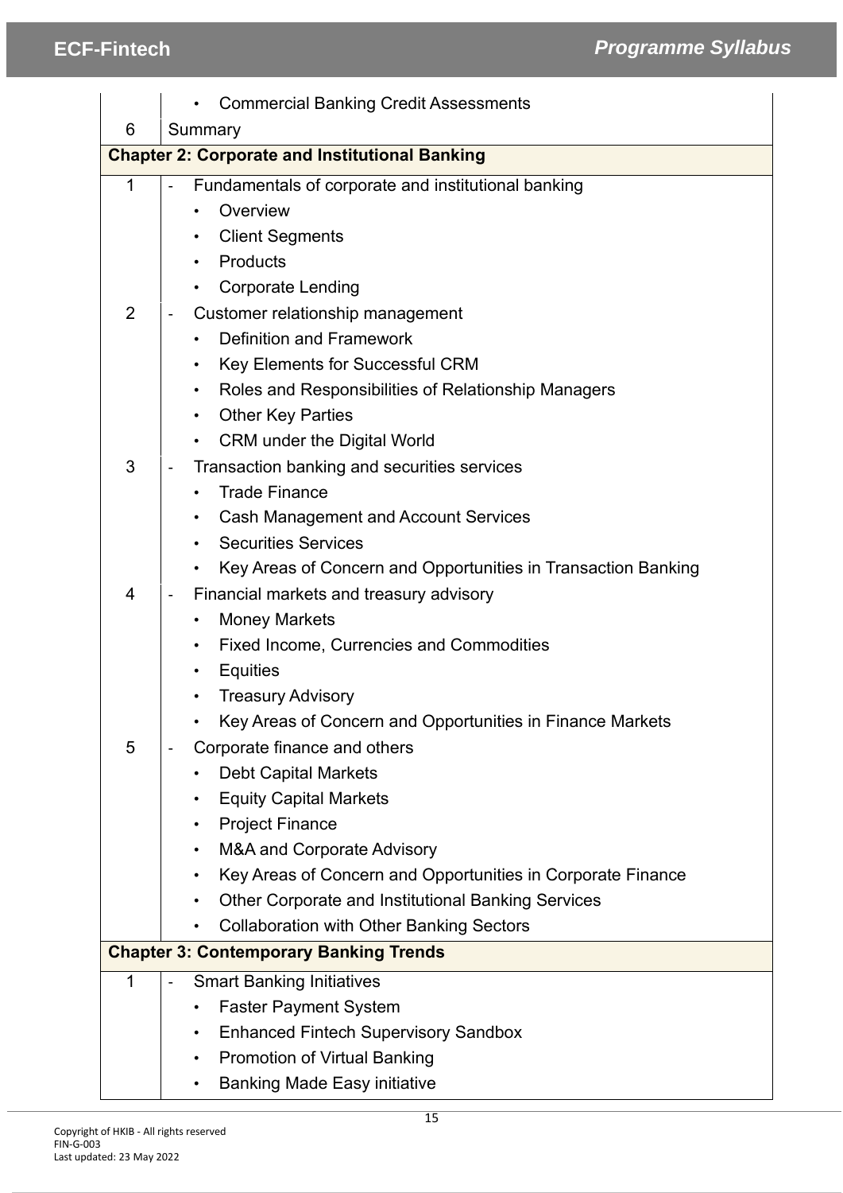| | |
|---|---|
| | • Commercial Banking Credit Assessments |
| 6 | Summary |
| **Chapter 2: Corporate and Institutional Banking** | |
| 1 | - Fundamentals of corporate and institutional banking<br>• Overview<br>• Client Segments<br>• Products<br>• Corporate Lending |
| 2 | - Customer relationship management<br>• Definition and Framework<br>• Key Elements for Successful CRM<br>• Roles and Responsibilities of Relationship Managers<br>• Other Key Parties<br>• CRM under the Digital World |
| 3 | - Transaction banking and securities services<br>• Trade Finance<br>• Cash Management and Account Services<br>• Securities Services<br>• Key Areas of Concern and Opportunities in Transaction Banking |
| 4 | - Financial markets and treasury advisory<br>• Money Markets<br>• Fixed Income, Currencies and Commodities<br>• Equities<br>• Treasury Advisory<br>• Key Areas of Concern and Opportunities in Finance Markets |
| 5 | - Corporate finance and others<br>• Debt Capital Markets<br>• Equity Capital Markets<br>• Project Finance<br>• M&A and Corporate Advisory<br>• Key Areas of Concern and Opportunities in Corporate Finance<br>• Other Corporate and Institutional Banking Services<br>• Collaboration with Other Banking Sectors |
| **Chapter 3: Contemporary Banking Trends** | |
| 1 | - Smart Banking Initiatives<br>• Faster Payment System<br>• Enhanced Fintech Supervisory Sandbox<br>• Promotion of Virtual Banking<br>• Banking Made Easy initiative |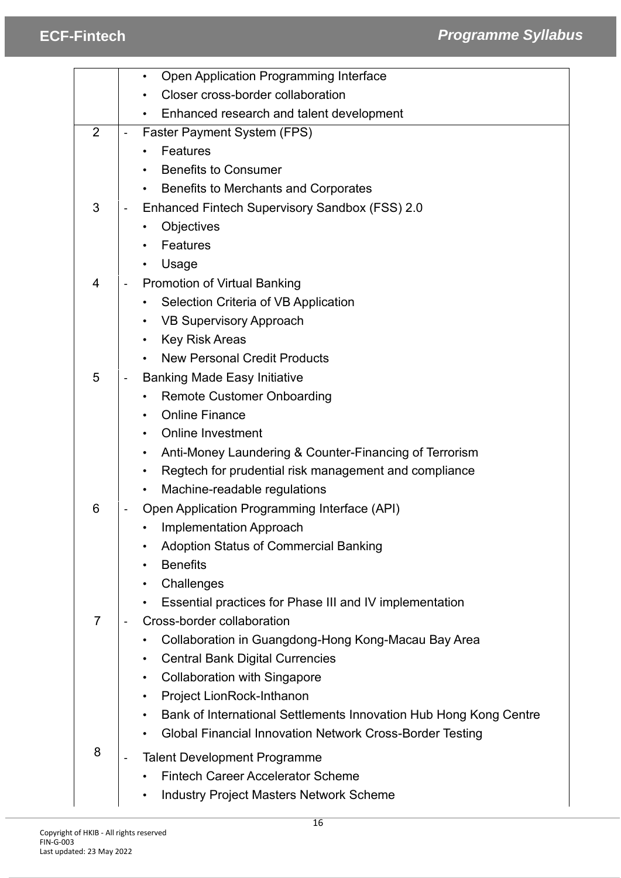| | |
|---|---|
| | • Open Application Programming Interface<br>• Closer cross-border collaboration<br>• Enhanced research and talent development |
| 2 | - Faster Payment System (FPS)<br>• Features<br>• Benefits to Consumer<br>• Benefits to Merchants and Corporates |
| 3 | - Enhanced Fintech Supervisory Sandbox (FSS) 2.0<br>• Objectives<br>• Features<br>• Usage |
| 4 | - Promotion of Virtual Banking<br>• Selection Criteria of VB Application<br>• VB Supervisory Approach<br>• Key Risk Areas<br>• New Personal Credit Products |
| 5 | - Banking Made Easy Initiative<br>• Remote Customer Onboarding<br>• Online Finance<br>• Online Investment<br>• Anti-Money Laundering & Counter-Financing of Terrorism<br>• Regtech for prudential risk management and compliance<br>• Machine-readable regulations |
| 6 | - Open Application Programming Interface (API)<br>• Implementation Approach<br>• Adoption Status of Commercial Banking<br>• Benefits<br>• Challenges<br>• Essential practices for Phase III and IV implementation |
| 7 | - Cross-border collaboration<br>• Collaboration in Guangdong-Hong Kong-Macau Bay Area<br>• Central Bank Digital Currencies<br>• Collaboration with Singapore<br>• Project LionRock-Inthanon<br>• Bank of International Settlements Innovation Hub Hong Kong Centre<br>• Global Financial Innovation Network Cross-Border Testing |
| 8 | - Talent Development Programme<br>• Fintech Career Accelerator Scheme<br>• Industry Project Masters Network Scheme |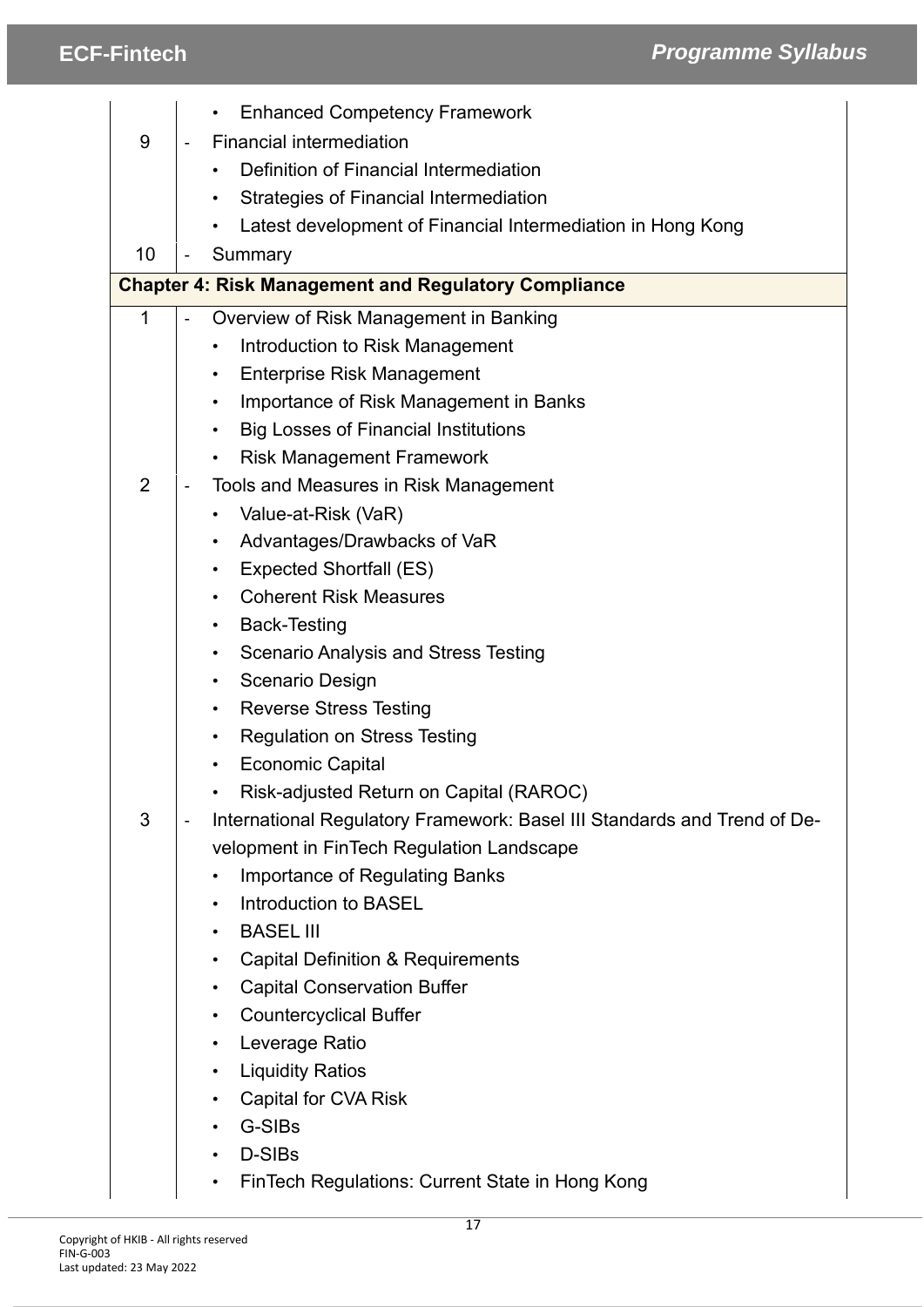| | |
|---|---|
| | • Enhanced Competency Framework |
| 9 | - Financial intermediation<br>• Definition of Financial Intermediation<br>• Strategies of Financial Intermediation<br>• Latest development of Financial Intermediation in Hong Kong |
| 10 | - Summary |
| **Chapter 4: Risk Management and Regulatory Compliance** | |
| 1 | - Overview of Risk Management in Banking<br>• Introduction to Risk Management<br>• Enterprise Risk Management<br>• Importance of Risk Management in Banks<br>• Big Losses of Financial Institutions<br>• Risk Management Framework |
| 2 | - Tools and Measures in Risk Management<br>• Value-at-Risk (VaR)<br>• Advantages/Drawbacks of VaR<br>• Expected Shortfall (ES)<br>• Coherent Risk Measures<br>• Back-Testing<br>• Scenario Analysis and Stress Testing<br>• Scenario Design<br>• Reverse Stress Testing<br>• Regulation on Stress Testing<br>• Economic Capital<br>• Risk-adjusted Return on Capital (RAROC) |
| 3 | - International Regulatory Framework: Basel III Standards and Trend of Development in FinTech Regulation Landscape<br>• Importance of Regulating Banks<br>• Introduction to BASEL<br>• BASEL III<br>• Capital Definition & Requirements<br>• Capital Conservation Buffer<br>• Countercyclical Buffer<br>• Leverage Ratio<br>• Liquidity Ratios<br>• Capital for CVA Risk<br>• G-SIBs<br>• D-SIBs<br>• FinTech Regulations: Current State in Hong Kong |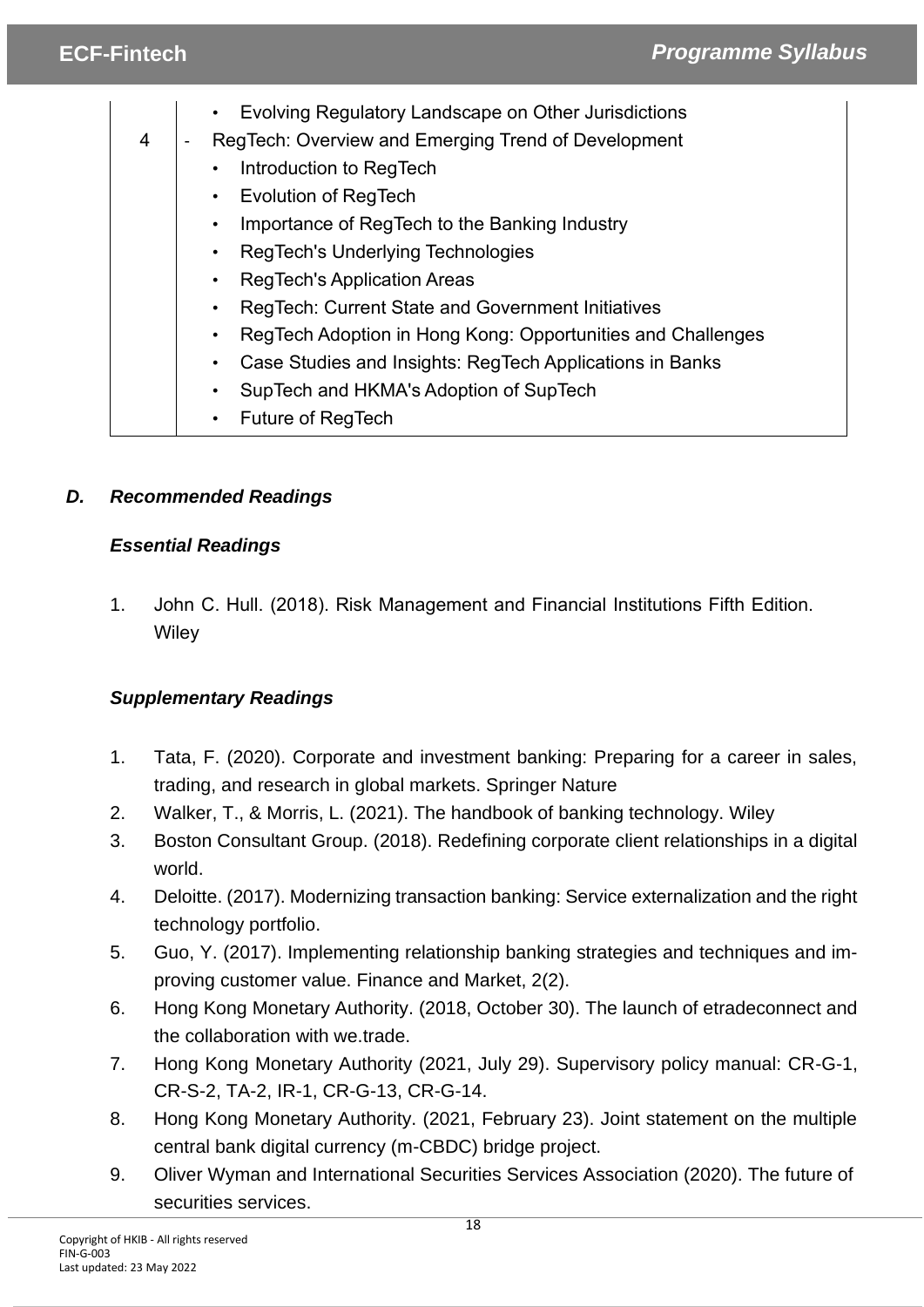| | |
|---|---|
| | • Evolving Regulatory Landscape on Other Jurisdictions |
| 4 | - RegTech: Overview and Emerging Trend of Development<br>• Introduction to RegTech<br>• Evolution of RegTech<br>• Importance of RegTech to the Banking Industry<br>• RegTech's Underlying Technologies<br>• RegTech's Application Areas<br>• RegTech: Current State and Government Initiatives<br>• RegTech Adoption in Hong Kong: Opportunities and Challenges<br>• Case Studies and Insights: RegTech Applications in Banks<br>• SupTech and HKMA's Adoption of SupTech<br>• Future of RegTech |

## *D. Recommended Readings*

### *Essential Readings*

1. John C. Hull. (2018). Risk Management and Financial Institutions Fifth Edition. Wiley

### *Supplementary Readings*

1. Tata, F. (2020). Corporate and investment banking: Preparing for a career in sales, trading, and research in global markets. Springer Nature
2. Walker, T., & Morris, L. (2021). The handbook of banking technology. Wiley
3. Boston Consultant Group. (2018). Redefining corporate client relationships in a digital world.
4. Deloitte. (2017). Modernizing transaction banking: Service externalization and the right technology portfolio.
5. Guo, Y. (2017). Implementing relationship banking strategies and techniques and improving customer value. Finance and Market, 2(2).
6. Hong Kong Monetary Authority. (2018, October 30). The launch of etradeconnect and the collaboration with we.trade.
7. Hong Kong Monetary Authority (2021, July 29). Supervisory policy manual: CR-G-1, CR-S-2, TA-2, IR-1, CR-G-13, CR-G-14.
8. Hong Kong Monetary Authority. (2021, February 23). Joint statement on the multiple central bank digital currency (m-CBDC) bridge project.
9. Oliver Wyman and International Securities Services Association (2020). The future of securities services.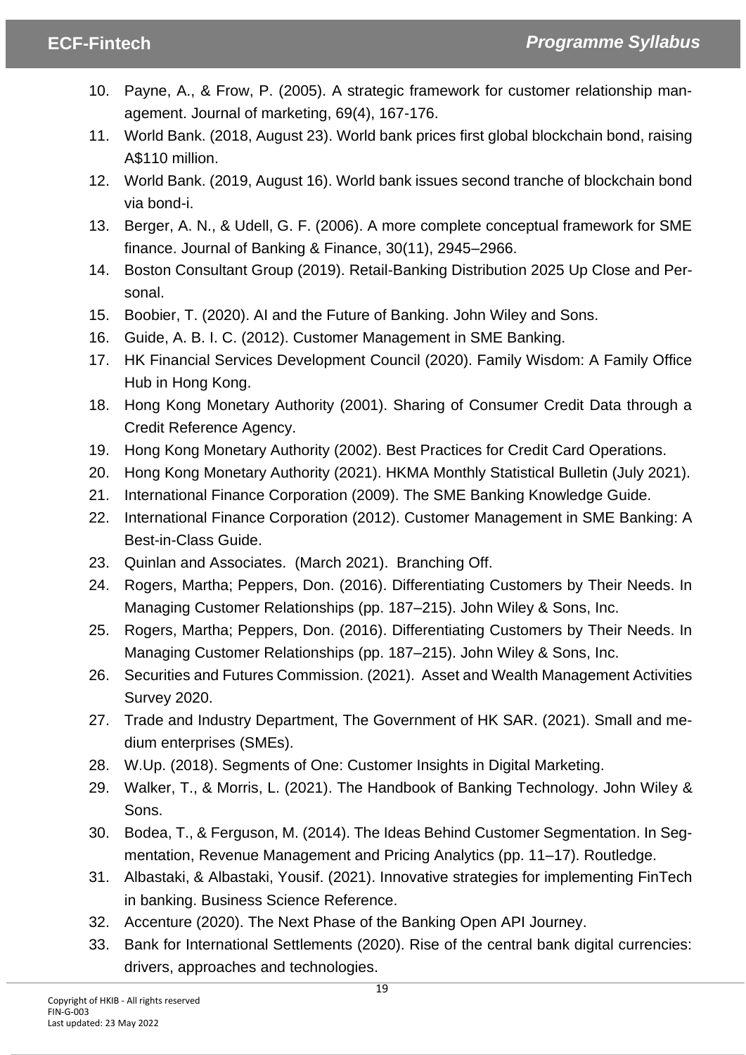10. Payne, A., & Frow, P. (2005). A strategic framework for customer relationship management. Journal of marketing, 69(4), 167-176.
11. World Bank. (2018, August 23). World bank prices first global blockchain bond, raising A$110 million.
12. World Bank. (2019, August 16). World bank issues second tranche of blockchain bond via bond-i.
13. Berger, A. N., & Udell, G. F. (2006). A more complete conceptual framework for SME finance. Journal of Banking & Finance, 30(11), 2945–2966.
14. Boston Consultant Group (2019). Retail-Banking Distribution 2025 Up Close and Personal.
15. Boobier, T. (2020). AI and the Future of Banking. John Wiley and Sons.
16. Guide, A. B. I. C. (2012). Customer Management in SME Banking.
17. HK Financial Services Development Council (2020). Family Wisdom: A Family Office Hub in Hong Kong.
18. Hong Kong Monetary Authority (2001). Sharing of Consumer Credit Data through a Credit Reference Agency.
19. Hong Kong Monetary Authority (2002). Best Practices for Credit Card Operations.
20. Hong Kong Monetary Authority (2021). HKMA Monthly Statistical Bulletin (July 2021).
21. International Finance Corporation (2009). The SME Banking Knowledge Guide.
22. International Finance Corporation (2012). Customer Management in SME Banking: A Best-in-Class Guide.
23. Quinlan and Associates. (March 2021). Branching Off.
24. Rogers, Martha; Peppers, Don. (2016). Differentiating Customers by Their Needs. In Managing Customer Relationships (pp. 187–215). John Wiley & Sons, Inc.
25. Rogers, Martha; Peppers, Don. (2016). Differentiating Customers by Their Needs. In Managing Customer Relationships (pp. 187–215). John Wiley & Sons, Inc.
26. Securities and Futures Commission. (2021). Asset and Wealth Management Activities Survey 2020.
27. Trade and Industry Department, The Government of HK SAR. (2021). Small and medium enterprises (SMEs).
28. W.Up. (2018). Segments of One: Customer Insights in Digital Marketing.
29. Walker, T., & Morris, L. (2021). The Handbook of Banking Technology. John Wiley & Sons.
30. Bodea, T., & Ferguson, M. (2014). The Ideas Behind Customer Segmentation. In Segmentation, Revenue Management and Pricing Analytics (pp. 11–17). Routledge.
31. Albastaki, & Albastaki, Yousif. (2021). Innovative strategies for implementing FinTech in banking. Business Science Reference.
32. Accenture (2020). The Next Phase of the Banking Open API Journey.
33. Bank for International Settlements (2020). Rise of the central bank digital currencies: drivers, approaches and technologies.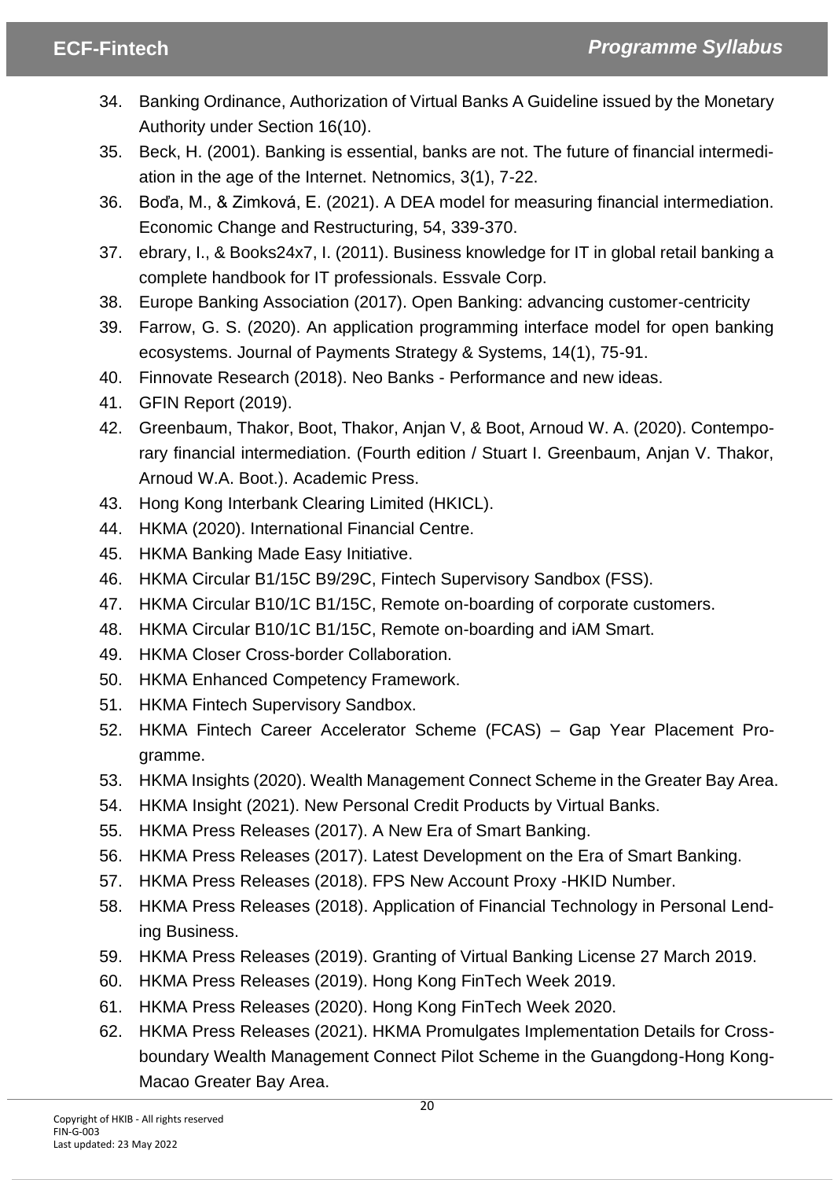34. Banking Ordinance, Authorization of Virtual Banks A Guideline issued by the Monetary Authority under Section 16(10).
35. Beck, H. (2001). Banking is essential, banks are not. The future of financial intermediation in the age of the Internet. Netnomics, 3(1), 7-22.
36. Boďa, M., & Zimková, E. (2021). A DEA model for measuring financial intermediation. Economic Change and Restructuring, 54, 339-370.
37. ebrary, I., & Books24x7, I. (2011). Business knowledge for IT in global retail banking a complete handbook for IT professionals. Essvale Corp.
38. Europe Banking Association (2017). Open Banking: advancing customer-centricity
39. Farrow, G. S. (2020). An application programming interface model for open banking ecosystems. Journal of Payments Strategy & Systems, 14(1), 75-91.
40. Finnovate Research (2018). Neo Banks - Performance and new ideas.
41. GFIN Report (2019).
42. Greenbaum, Thakor, Boot, Thakor, Anjan V, & Boot, Arnoud W. A. (2020). Contemporary financial intermediation. (Fourth edition / Stuart I. Greenbaum, Anjan V. Thakor, Arnoud W.A. Boot.). Academic Press.
43. Hong Kong Interbank Clearing Limited (HKICL).
44. HKMA (2020). International Financial Centre.
45. HKMA Banking Made Easy Initiative.
46. HKMA Circular B1/15C B9/29C, Fintech Supervisory Sandbox (FSS).
47. HKMA Circular B10/1C B1/15C, Remote on-boarding of corporate customers.
48. HKMA Circular B10/1C B1/15C, Remote on-boarding and iAM Smart.
49. HKMA Closer Cross-border Collaboration.
50. HKMA Enhanced Competency Framework.
51. HKMA Fintech Supervisory Sandbox.
52. HKMA Fintech Career Accelerator Scheme (FCAS) – Gap Year Placement Programme.
53. HKMA Insights (2020). Wealth Management Connect Scheme in the Greater Bay Area.
54. HKMA Insight (2021). New Personal Credit Products by Virtual Banks.
55. HKMA Press Releases (2017). A New Era of Smart Banking.
56. HKMA Press Releases (2017). Latest Development on the Era of Smart Banking.
57. HKMA Press Releases (2018). FPS New Account Proxy -HKID Number.
58. HKMA Press Releases (2018). Application of Financial Technology in Personal Lending Business.
59. HKMA Press Releases (2019). Granting of Virtual Banking License 27 March 2019.
60. HKMA Press Releases (2019). Hong Kong FinTech Week 2019.
61. HKMA Press Releases (2020). Hong Kong FinTech Week 2020.
62. HKMA Press Releases (2021). HKMA Promulgates Implementation Details for Cross-boundary Wealth Management Connect Pilot Scheme in the Guangdong-Hong Kong-Macao Greater Bay Area.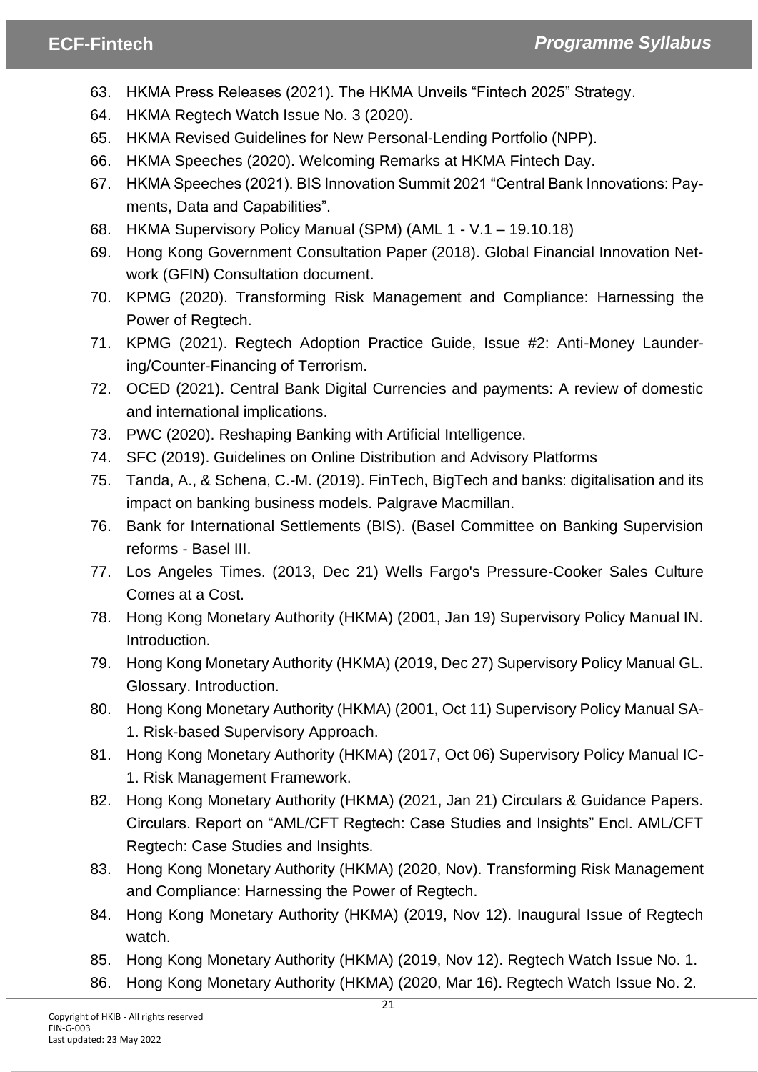63. HKMA Press Releases (2021). The HKMA Unveils “Fintech 2025” Strategy.
64. HKMA Regtech Watch Issue No. 3 (2020).
65. HKMA Revised Guidelines for New Personal-Lending Portfolio (NPP).
66. HKMA Speeches (2020). Welcoming Remarks at HKMA Fintech Day.
67. HKMA Speeches (2021). BIS Innovation Summit 2021 “Central Bank Innovations: Payments, Data and Capabilities”.
68. HKMA Supervisory Policy Manual (SPM) (AML 1 - V.1 – 19.10.18)
69. Hong Kong Government Consultation Paper (2018). Global Financial Innovation Network (GFIN) Consultation document.
70. KPMG (2020). Transforming Risk Management and Compliance: Harnessing the Power of Regtech.
71. KPMG (2021). Regtech Adoption Practice Guide, Issue #2: Anti-Money Laundering/Counter-Financing of Terrorism.
72. OCED (2021). Central Bank Digital Currencies and payments: A review of domestic and international implications.
73. PWC (2020). Reshaping Banking with Artificial Intelligence.
74. SFC (2019). Guidelines on Online Distribution and Advisory Platforms
75. Tanda, A., & Schena, C.-M. (2019). FinTech, BigTech and banks: digitalisation and its impact on banking business models. Palgrave Macmillan.
76. Bank for International Settlements (BIS). (Basel Committee on Banking Supervision reforms - Basel III.
77. Los Angeles Times. (2013, Dec 21) Wells Fargo's Pressure-Cooker Sales Culture Comes at a Cost.
78. Hong Kong Monetary Authority (HKMA) (2001, Jan 19) Supervisory Policy Manual IN. Introduction.
79. Hong Kong Monetary Authority (HKMA) (2019, Dec 27) Supervisory Policy Manual GL. Glossary. Introduction.
80. Hong Kong Monetary Authority (HKMA) (2001, Oct 11) Supervisory Policy Manual SA-1. Risk-based Supervisory Approach.
81. Hong Kong Monetary Authority (HKMA) (2017, Oct 06) Supervisory Policy Manual IC-1. Risk Management Framework.
82. Hong Kong Monetary Authority (HKMA) (2021, Jan 21) Circulars & Guidance Papers. Circulars. Report on “AML/CFT Regtech: Case Studies and Insights” Encl. AML/CFT Regtech: Case Studies and Insights.
83. Hong Kong Monetary Authority (HKMA) (2020, Nov). Transforming Risk Management and Compliance: Harnessing the Power of Regtech.
84. Hong Kong Monetary Authority (HKMA) (2019, Nov 12). Inaugural Issue of Regtech watch.
85. Hong Kong Monetary Authority (HKMA) (2019, Nov 12). Regtech Watch Issue No. 1.
86. Hong Kong Monetary Authority (HKMA) (2020, Mar 16). Regtech Watch Issue No. 2.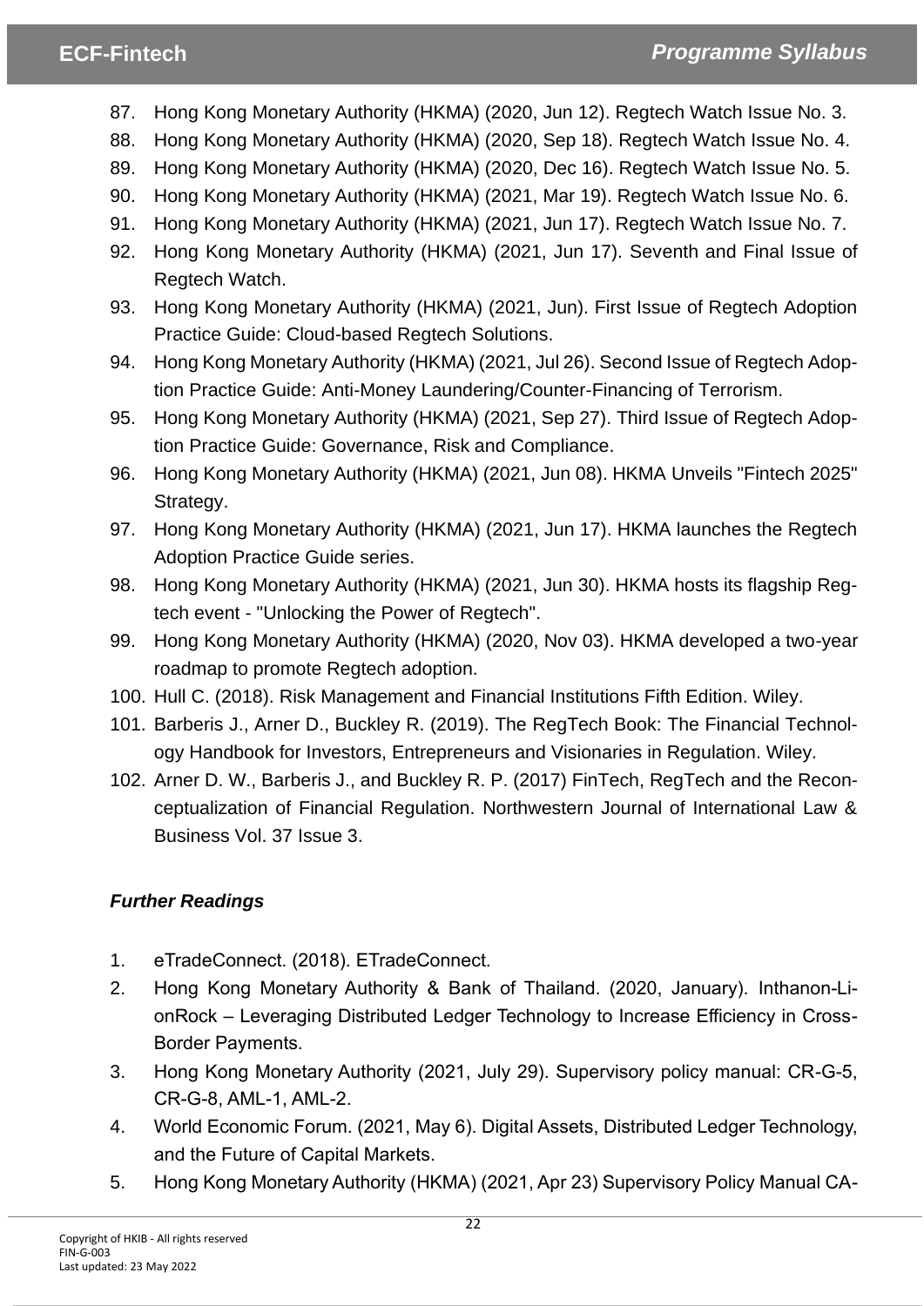87. Hong Kong Monetary Authority (HKMA) (2020, Jun 12). Regtech Watch Issue No. 3.
88. Hong Kong Monetary Authority (HKMA) (2020, Sep 18). Regtech Watch Issue No. 4.
89. Hong Kong Monetary Authority (HKMA) (2020, Dec 16). Regtech Watch Issue No. 5.
90. Hong Kong Monetary Authority (HKMA) (2021, Mar 19). Regtech Watch Issue No. 6.
91. Hong Kong Monetary Authority (HKMA) (2021, Jun 17). Regtech Watch Issue No. 7.
92. Hong Kong Monetary Authority (HKMA) (2021, Jun 17). Seventh and Final Issue of Regtech Watch.
93. Hong Kong Monetary Authority (HKMA) (2021, Jun). First Issue of Regtech Adoption Practice Guide: Cloud-based Regtech Solutions.
94. Hong Kong Monetary Authority (HKMA) (2021, Jul 26). Second Issue of Regtech Adoption Practice Guide: Anti-Money Laundering/Counter-Financing of Terrorism.
95. Hong Kong Monetary Authority (HKMA) (2021, Sep 27). Third Issue of Regtech Adoption Practice Guide: Governance, Risk and Compliance.
96. Hong Kong Monetary Authority (HKMA) (2021, Jun 08). HKMA Unveils "Fintech 2025" Strategy.
97. Hong Kong Monetary Authority (HKMA) (2021, Jun 17). HKMA launches the Regtech Adoption Practice Guide series.
98. Hong Kong Monetary Authority (HKMA) (2021, Jun 30). HKMA hosts its flagship Regtech event - "Unlocking the Power of Regtech".
99. Hong Kong Monetary Authority (HKMA) (2020, Nov 03). HKMA developed a two-year roadmap to promote Regtech adoption.
100. Hull C. (2018). Risk Management and Financial Institutions Fifth Edition. Wiley.
101. Barberis J., Arner D., Buckley R. (2019). The RegTech Book: The Financial Technology Handbook for Investors, Entrepreneurs and Visionaries in Regulation. Wiley.
102. Arner D. W., Barberis J., and Buckley R. P. (2017) FinTech, RegTech and the Reconceptualization of Financial Regulation. Northwestern Journal of International Law & Business Vol. 37 Issue 3.

***Further Readings***

1. eTradeConnect. (2018). ETradeConnect.
2. Hong Kong Monetary Authority & Bank of Thailand. (2020, January). Inthanon-LionRock – Leveraging Distributed Ledger Technology to Increase Efficiency in Cross-Border Payments.
3. Hong Kong Monetary Authority (2021, July 29). Supervisory policy manual: CR-G-5, CR-G-8, AML-1, AML-2.
4. World Economic Forum. (2021, May 6). Digital Assets, Distributed Ledger Technology, and the Future of Capital Markets.
5. Hong Kong Monetary Authority (HKMA) (2021, Apr 23) Supervisory Policy Manual CA-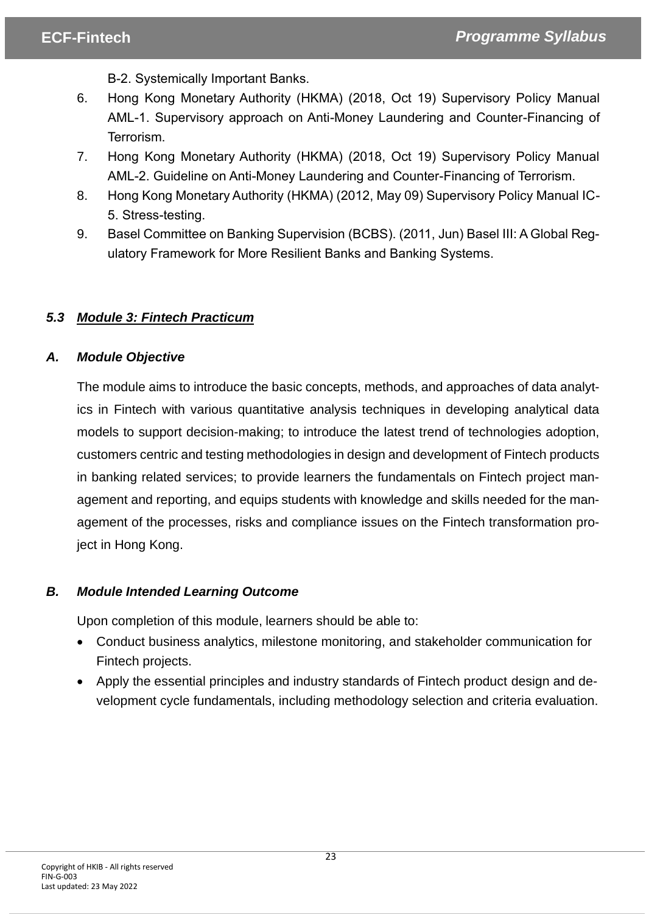B-2. Systemically Important Banks.

6. Hong Kong Monetary Authority (HKMA) (2018, Oct 19) Supervisory Policy Manual AML-1. Supervisory approach on Anti-Money Laundering and Counter-Financing of Terrorism.
7. Hong Kong Monetary Authority (HKMA) (2018, Oct 19) Supervisory Policy Manual AML-2. Guideline on Anti-Money Laundering and Counter-Financing of Terrorism.
8. Hong Kong Monetary Authority (HKMA) (2012, May 09) Supervisory Policy Manual IC-5. Stress-testing.
9. Basel Committee on Banking Supervision (BCBS). (2011, Jun) Basel III: A Global Regulatory Framework for More Resilient Banks and Banking Systems.

### *5.3 Module 3: Fintech Practicum*

#### *A. Module Objective*

The module aims to introduce the basic concepts, methods, and approaches of data analytics in Fintech with various quantitative analysis techniques in developing analytical data models to support decision-making; to introduce the latest trend of technologies adoption, customers centric and testing methodologies in design and development of Fintech products in banking related services; to provide learners the fundamentals on Fintech project management and reporting, and equips students with knowledge and skills needed for the management of the processes, risks and compliance issues on the Fintech transformation project in Hong Kong.

#### *B. Module Intended Learning Outcome*

Upon completion of this module, learners should be able to:

- Conduct business analytics, milestone monitoring, and stakeholder communication for Fintech projects.
- Apply the essential principles and industry standards of Fintech product design and development cycle fundamentals, including methodology selection and criteria evaluation.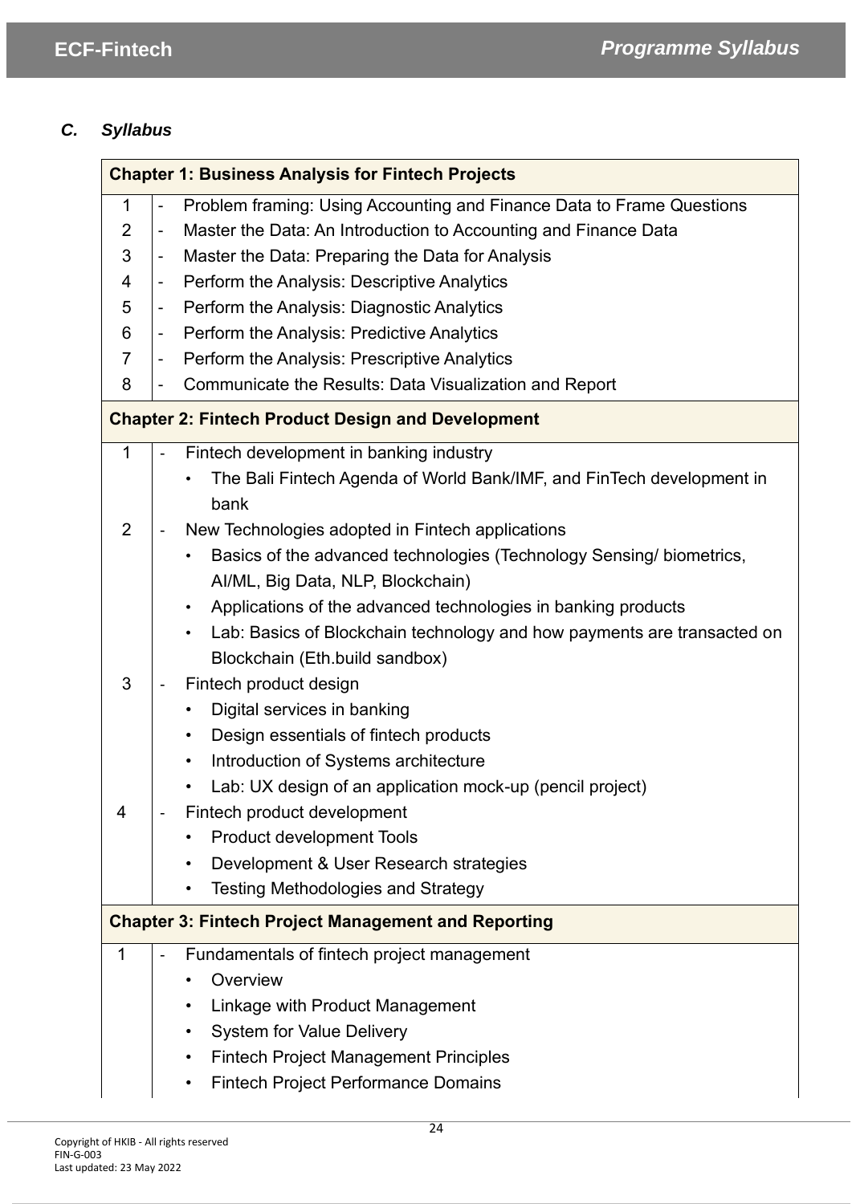## *C. Syllabus*

| **Chapter 1: Business Analysis for Fintech Projects** | |
|---|---|
| 1 | - Problem framing: Using Accounting and Finance Data to Frame Questions |
| 2 | - Master the Data: An Introduction to Accounting and Finance Data |
| 3 | - Master the Data: Preparing the Data for Analysis |
| 4 | - Perform the Analysis: Descriptive Analytics |
| 5 | - Perform the Analysis: Diagnostic Analytics |
| 6 | - Perform the Analysis: Predictive Analytics |
| 7 | - Perform the Analysis: Prescriptive Analytics |
| 8 | - Communicate the Results: Data Visualization and Report |
| **Chapter 2: Fintech Product Design and Development** | |
| 1 | - Fintech development in banking industry<br>• The Bali Fintech Agenda of World Bank/IMF, and FinTech development in bank |
| 2 | - New Technologies adopted in Fintech applications<br>• Basics of the advanced technologies (Technology Sensing/ biometrics, AI/ML, Big Data, NLP, Blockchain)<br>• Applications of the advanced technologies in banking products<br>• Lab: Basics of Blockchain technology and how payments are transacted on Blockchain (Eth.build sandbox) |
| 3 | - Fintech product design<br>• Digital services in banking<br>• Design essentials of fintech products<br>• Introduction of Systems architecture<br>• Lab: UX design of an application mock-up (pencil project) |
| 4 | - Fintech product development<br>• Product development Tools<br>• Development & User Research strategies<br>• Testing Methodologies and Strategy |
| **Chapter 3: Fintech Project Management and Reporting** | |
| 1 | - Fundamentals of fintech project management<br>• Overview<br>• Linkage with Product Management<br>• System for Value Delivery<br>• Fintech Project Management Principles<br>• Fintech Project Performance Domains |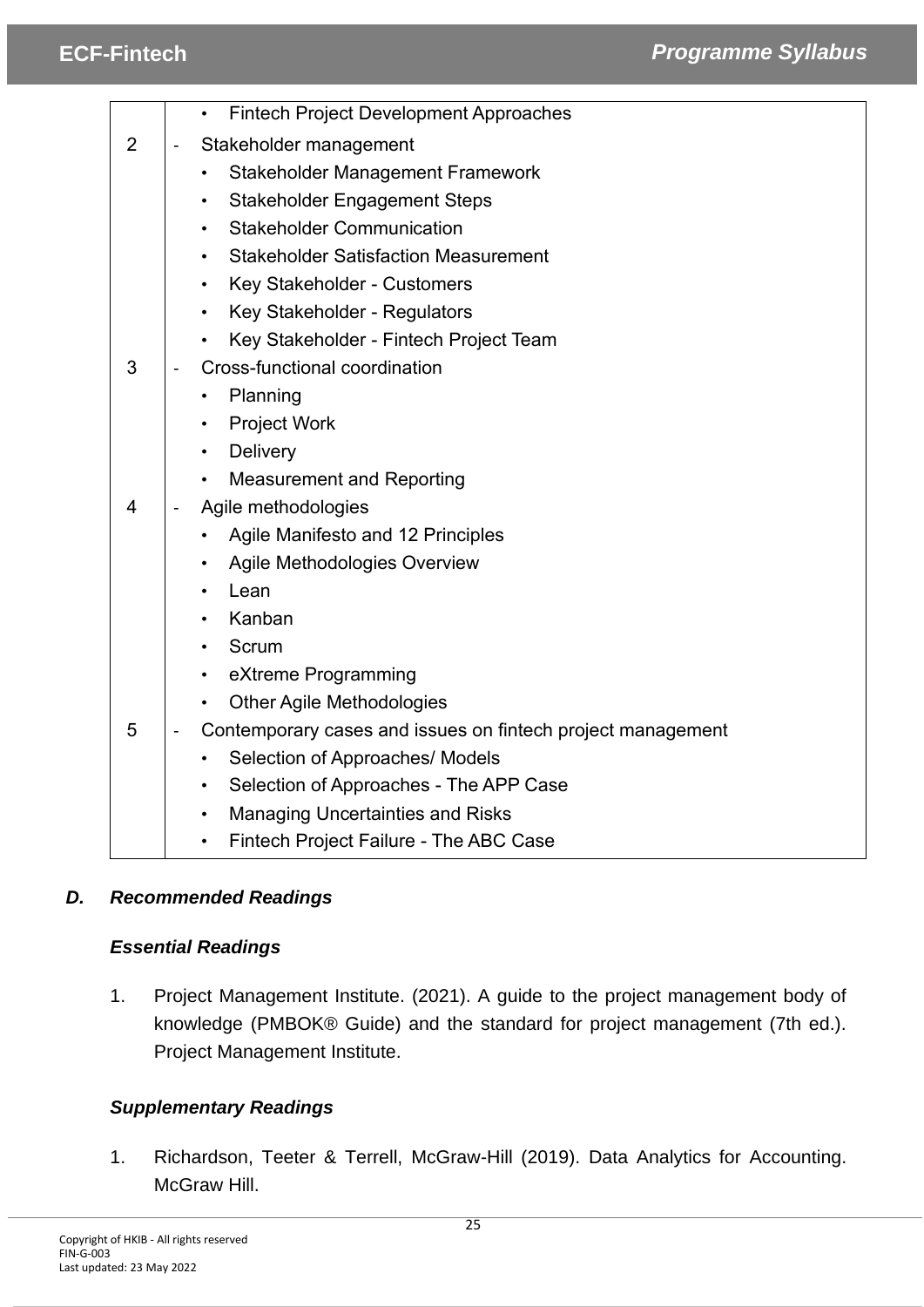| | |
|---|---|
| | • Fintech Project Development Approaches |
| 2 | - Stakeholder management<br>• Stakeholder Management Framework<br>• Stakeholder Engagement Steps<br>• Stakeholder Communication<br>• Stakeholder Satisfaction Measurement<br>• Key Stakeholder - Customers<br>• Key Stakeholder - Regulators<br>• Key Stakeholder - Fintech Project Team |
| 3 | - Cross-functional coordination<br>• Planning<br>• Project Work<br>• Delivery<br>• Measurement and Reporting |
| 4 | - Agile methodologies<br>• Agile Manifesto and 12 Principles<br>• Agile Methodologies Overview<br>• Lean<br>• Kanban<br>• Scrum<br>• eXtreme Programming<br>• Other Agile Methodologies |
| 5 | - Contemporary cases and issues on fintech project management<br>• Selection of Approaches/ Models<br>• Selection of Approaches - The APP Case<br>• Managing Uncertainties and Risks<br>• Fintech Project Failure - The ABC Case |

### *D. Recommended Readings*

#### *Essential Readings*

1. Project Management Institute. (2021). A guide to the project management body of knowledge (PMBOK® Guide) and the standard for project management (7th ed.). Project Management Institute.

#### *Supplementary Readings*

1. Richardson, Teeter & Terrell, McGraw-Hill (2019). Data Analytics for Accounting. McGraw Hill.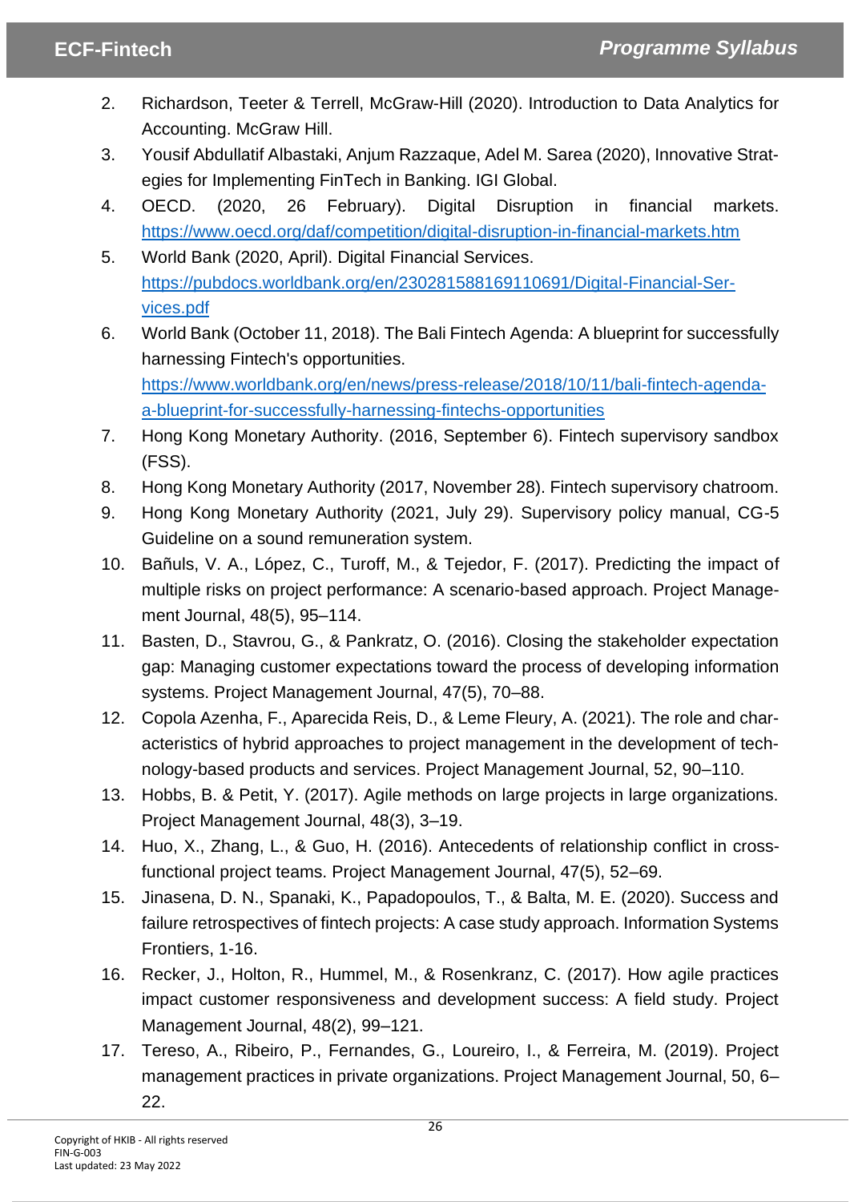2. Richardson, Teeter & Terrell, McGraw-Hill (2020). Introduction to Data Analytics for Accounting. McGraw Hill.
3. Yousif Abdullatif Albastaki, Anjum Razzaque, Adel M. Sarea (2020), Innovative Strategies for Implementing FinTech in Banking. IGI Global.
4. OECD. (2020, 26 February). Digital Disruption in financial markets. https://www.oecd.org/daf/competition/digital-disruption-in-financial-markets.htm
5. World Bank (2020, April). Digital Financial Services. https://pubdocs.worldbank.org/en/230281588169110691/Digital-Financial-Services.pdf
6. World Bank (October 11, 2018). The Bali Fintech Agenda: A blueprint for successfully harnessing Fintech's opportunities. https://www.worldbank.org/en/news/press-release/2018/10/11/bali-fintech-agenda-a-blueprint-for-successfully-harnessing-fintechs-opportunities
7. Hong Kong Monetary Authority. (2016, September 6). Fintech supervisory sandbox (FSS).
8. Hong Kong Monetary Authority (2017, November 28). Fintech supervisory chatroom.
9. Hong Kong Monetary Authority (2021, July 29). Supervisory policy manual, CG-5 Guideline on a sound remuneration system.
10. Bañuls, V. A., López, C., Turoff, M., & Tejedor, F. (2017). Predicting the impact of multiple risks on project performance: A scenario-based approach. Project Management Journal, 48(5), 95–114.
11. Basten, D., Stavrou, G., & Pankratz, O. (2016). Closing the stakeholder expectation gap: Managing customer expectations toward the process of developing information systems. Project Management Journal, 47(5), 70–88.
12. Copola Azenha, F., Aparecida Reis, D., & Leme Fleury, A. (2021). The role and characteristics of hybrid approaches to project management in the development of technology-based products and services. Project Management Journal, 52, 90–110.
13. Hobbs, B. & Petit, Y. (2017). Agile methods on large projects in large organizations. Project Management Journal, 48(3), 3–19.
14. Huo, X., Zhang, L., & Guo, H. (2016). Antecedents of relationship conflict in cross-functional project teams. Project Management Journal, 47(5), 52–69.
15. Jinasena, D. N., Spanaki, K., Papadopoulos, T., & Balta, M. E. (2020). Success and failure retrospectives of fintech projects: A case study approach. Information Systems Frontiers, 1-16.
16. Recker, J., Holton, R., Hummel, M., & Rosenkranz, C. (2017). How agile practices impact customer responsiveness and development success: A field study. Project Management Journal, 48(2), 99–121.
17. Tereso, A., Ribeiro, P., Fernandes, G., Loureiro, I., & Ferreira, M. (2019). Project management practices in private organizations. Project Management Journal, 50, 6–22.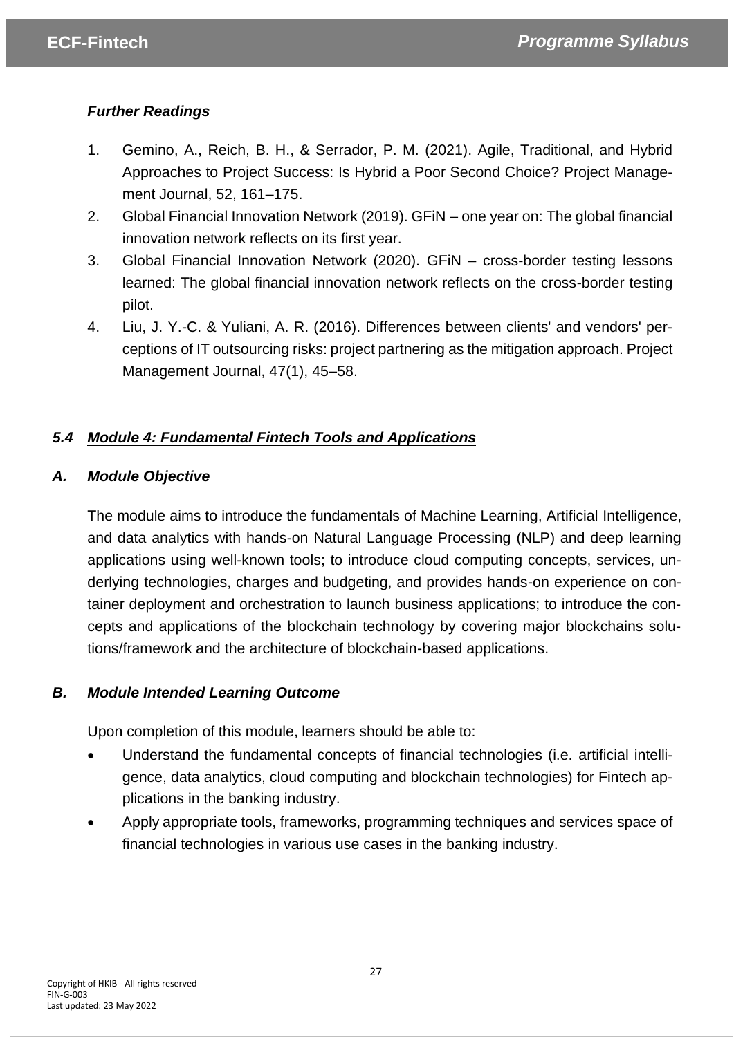### *Further Readings*

1. Gemino, A., Reich, B. H., & Serrador, P. M. (2021). Agile, Traditional, and Hybrid Approaches to Project Success: Is Hybrid a Poor Second Choice? Project Management Journal, 52, 161–175.
2. Global Financial Innovation Network (2019). GFiN – one year on: The global financial innovation network reflects on its first year.
3. Global Financial Innovation Network (2020). GFiN – cross-border testing lessons learned: The global financial innovation network reflects on the cross-border testing pilot.
4. Liu, J. Y.-C. & Yuliani, A. R. (2016). Differences between clients' and vendors' perceptions of IT outsourcing risks: project partnering as the mitigation approach. Project Management Journal, 47(1), 45–58.

## *5.4 Module 4: Fundamental Fintech Tools and Applications*

### *A. Module Objective*

The module aims to introduce the fundamentals of Machine Learning, Artificial Intelligence, and data analytics with hands-on Natural Language Processing (NLP) and deep learning applications using well-known tools; to introduce cloud computing concepts, services, underlying technologies, charges and budgeting, and provides hands-on experience on container deployment and orchestration to launch business applications; to introduce the concepts and applications of the blockchain technology by covering major blockchains solutions/framework and the architecture of blockchain-based applications.

### *B. Module Intended Learning Outcome*

Upon completion of this module, learners should be able to:

- Understand the fundamental concepts of financial technologies (i.e. artificial intelligence, data analytics, cloud computing and blockchain technologies) for Fintech applications in the banking industry.
- Apply appropriate tools, frameworks, programming techniques and services space of financial technologies in various use cases in the banking industry.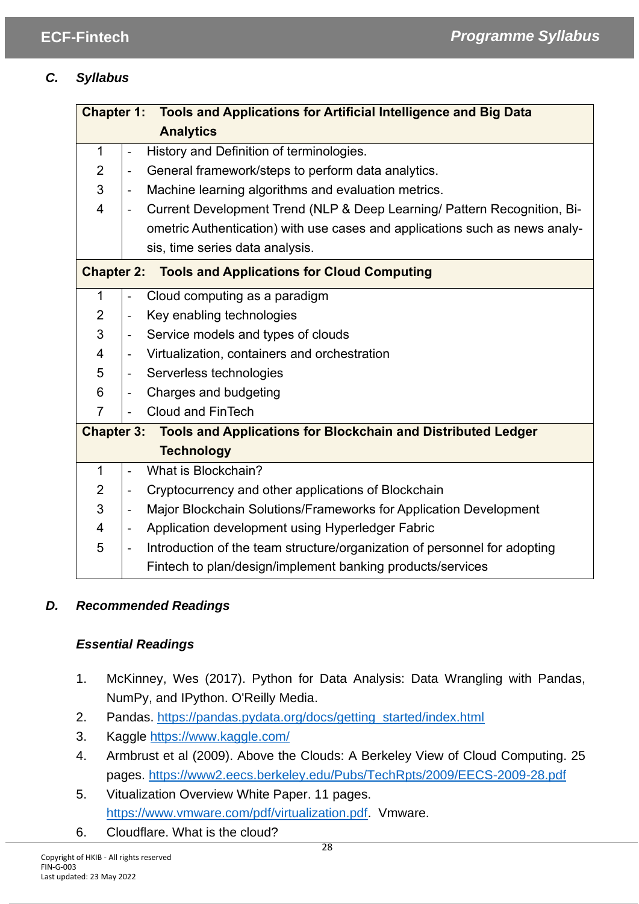### *C. Syllabus*

| | | |
|---|---|---|
| **Chapter 1:** | | **Tools and Applications for Artificial Intelligence and Big Data Analytics** |
| 1 | - | History and Definition of terminologies. |
| 2 | - | General framework/steps to perform data analytics. |
| 3 | - | Machine learning algorithms and evaluation metrics. |
| 4 | - | Current Development Trend (NLP & Deep Learning/ Pattern Recognition, Biometric Authentication) with use cases and applications such as news analysis, time series data analysis. |
| **Chapter 2:** | | **Tools and Applications for Cloud Computing** |
| 1 | - | Cloud computing as a paradigm |
| 2 | - | Key enabling technologies |
| 3 | - | Service models and types of clouds |
| 4 | - | Virtualization, containers and orchestration |
| 5 | - | Serverless technologies |
| 6 | - | Charges and budgeting |
| 7 | - | Cloud and FinTech |
| **Chapter 3:** | | **Tools and Applications for Blockchain and Distributed Ledger Technology** |
| 1 | - | What is Blockchain? |
| 2 | - | Cryptocurrency and other applications of Blockchain |
| 3 | - | Major Blockchain Solutions/Frameworks for Application Development |
| 4 | - | Application development using Hyperledger Fabric |
| 5 | - | Introduction of the team structure/organization of personnel for adopting Fintech to plan/design/implement banking products/services |

### *D. Recommended Readings*

#### *Essential Readings*

1. McKinney, Wes (2017). Python for Data Analysis: Data Wrangling with Pandas, NumPy, and IPython. O'Reilly Media.
2. Pandas. https://pandas.pydata.org/docs/getting_started/index.html
3. Kaggle https://www.kaggle.com/
4. Armbrust et al (2009). Above the Clouds: A Berkeley View of Cloud Computing. 25 pages. https://www2.eecs.berkeley.edu/Pubs/TechRpts/2009/EECS-2009-28.pdf
5. Vitualization Overview White Paper. 11 pages. https://www.vmware.com/pdf/virtualization.pdf. Vmware.
6. Cloudflare. What is the cloud?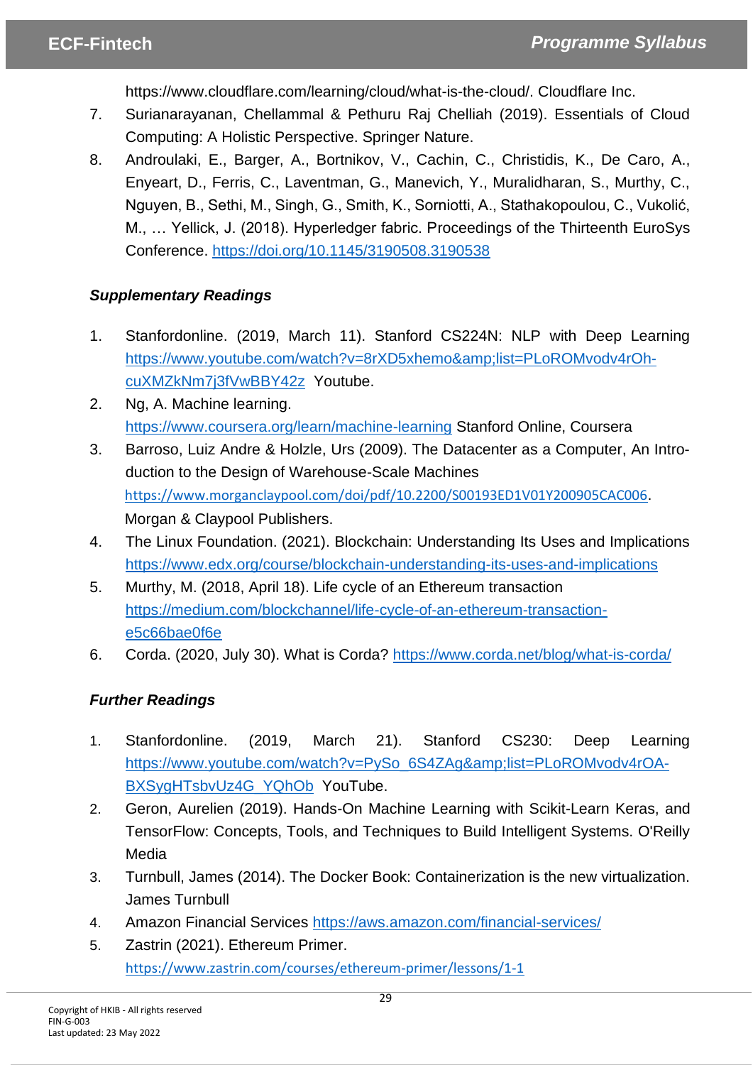https://www.cloudflare.com/learning/cloud/what-is-the-cloud/. Cloudflare Inc.

7. Surianarayanan, Chellammal & Pethuru Raj Chelliah (2019). Essentials of Cloud Computing: A Holistic Perspective. Springer Nature.
8. Androulaki, E., Barger, A., Bortnikov, V., Cachin, C., Christidis, K., De Caro, A., Enyeart, D., Ferris, C., Laventman, G., Manevich, Y., Muralidharan, S., Murthy, C., Nguyen, B., Sethi, M., Singh, G., Smith, K., Sorniotti, A., Stathakopoulou, C., Vukolić, M., … Yellick, J. (2018). Hyperledger fabric. Proceedings of the Thirteenth EuroSys Conference. https://doi.org/10.1145/3190508.3190538

### *Supplementary Readings*

1. Stanfordonline. (2019, March 11). Stanford CS224N: NLP with Deep Learning https://www.youtube.com/watch?v=8rXD5xhemo&amp;list=PLoROMvodv4rOh-cuXMZkNm7j3fVwBBY42z Youtube.
2. Ng, A. Machine learning. https://www.coursera.org/learn/machine-learning Stanford Online, Coursera
3. Barroso, Luiz Andre & Holzle, Urs (2009). The Datacenter as a Computer, An Introduction to the Design of Warehouse-Scale Machines https://www.morganclaypool.com/doi/pdf/10.2200/S00193ED1V01Y200905CAC006. Morgan & Claypool Publishers.
4. The Linux Foundation. (2021). Blockchain: Understanding Its Uses and Implications https://www.edx.org/course/blockchain-understanding-its-uses-and-implications
5. Murthy, M. (2018, April 18). Life cycle of an Ethereum transaction https://medium.com/blockchannel/life-cycle-of-an-ethereum-transaction-e5c66bae0f6e
6. Corda. (2020, July 30). What is Corda? https://www.corda.net/blog/what-is-corda/

### *Further Readings*

1. Stanfordonline. (2019, March 21). Stanford CS230: Deep Learning https://www.youtube.com/watch?v=PySo_6S4ZAg&amp;list=PLoROMvodv4rOA-BXSygHTsbvUz4G_YQhOb YouTube.
2. Geron, Aurelien (2019). Hands-On Machine Learning with Scikit-Learn Keras, and TensorFlow: Concepts, Tools, and Techniques to Build Intelligent Systems. O'Reilly Media
3. Turnbull, James (2014). The Docker Book: Containerization is the new virtualization. James Turnbull
4. Amazon Financial Services https://aws.amazon.com/financial-services/
5. Zastrin (2021). Ethereum Primer. https://www.zastrin.com/courses/ethereum-primer/lessons/1-1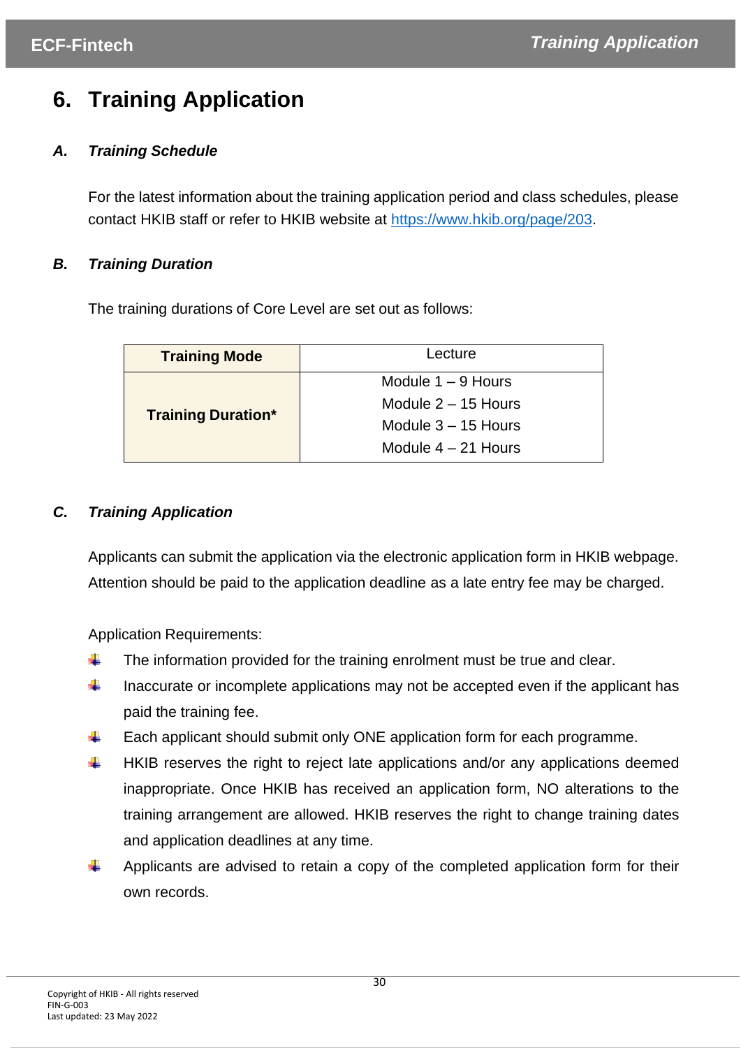# 6. Training Application

### *A. Training Schedule*

For the latest information about the training application period and class schedules, please contact HKIB staff or refer to HKIB website at [https://www.hkib.org/page/203](https://www.hkib.org/page/203).

### *B. Training Duration*

The training durations of Core Level are set out as follows:

| **Training Mode** | Lecture |
|---|---|
| **Training Duration*** | Module 1 – 9 Hours<br>Module 2 – 15 Hours<br>Module 3 – 15 Hours<br>Module 4 – 21 Hours |

### *C. Training Application*

Applicants can submit the application via the electronic application form in HKIB webpage. Attention should be paid to the application deadline as a late entry fee may be charged.

Application Requirements:

- The information provided for the training enrolment must be true and clear.
- Inaccurate or incomplete applications may not be accepted even if the applicant has paid the training fee.
- Each applicant should submit only ONE application form for each programme.
- HKIB reserves the right to reject late applications and/or any applications deemed inappropriate. Once HKIB has received an application form, NO alterations to the training arrangement are allowed. HKIB reserves the right to change training dates and application deadlines at any time.
- Applicants are advised to retain a copy of the completed application form for their own records.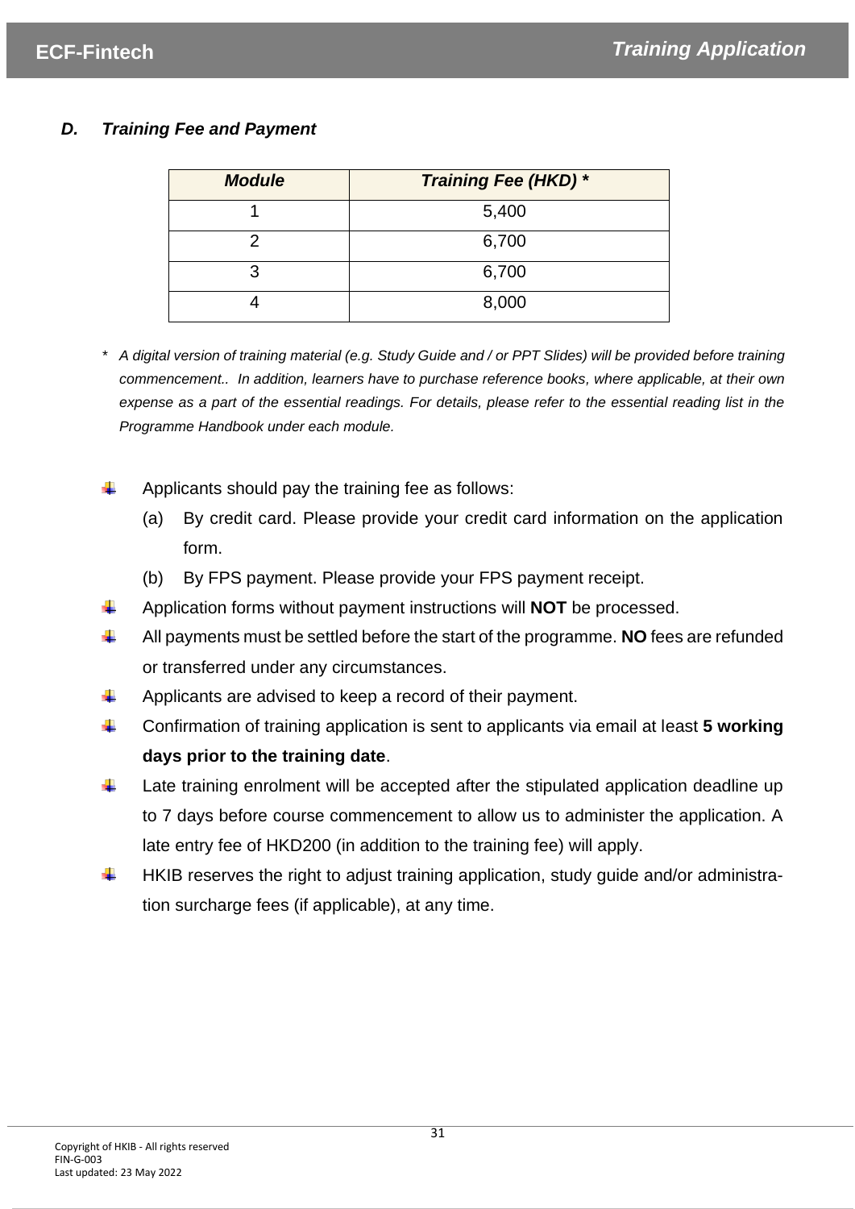### *D. Training Fee and Payment*

| ***Module*** | ***Training Fee (HKD) **** |
| --- | --- |
| 1 | 5,400 |
| 2 | 6,700 |
| 3 | 6,700 |
| 4 | 8,000 |

\* *A digital version of training material (e.g. Study Guide and / or PPT Slides) will be provided before training commencement.. In addition, learners have to purchase reference books, where applicable, at their own expense as a part of the essential readings. For details, please refer to the essential reading list in the Programme Handbook under each module.*

- Applicants should pay the training fee as follows:
  - (a) By credit card. Please provide your credit card information on the application form.
  - (b) By FPS payment. Please provide your FPS payment receipt.
- Application forms without payment instructions will **NOT** be processed.
- All payments must be settled before the start of the programme. **NO** fees are refunded or transferred under any circumstances.
- Applicants are advised to keep a record of their payment.
- Confirmation of training application is sent to applicants via email at least **5 working days prior to the training date**.
- Late training enrolment will be accepted after the stipulated application deadline up to 7 days before course commencement to allow us to administer the application. A late entry fee of HKD200 (in addition to the training fee) will apply.
- HKIB reserves the right to adjust training application, study guide and/or administration surcharge fees (if applicable), at any time.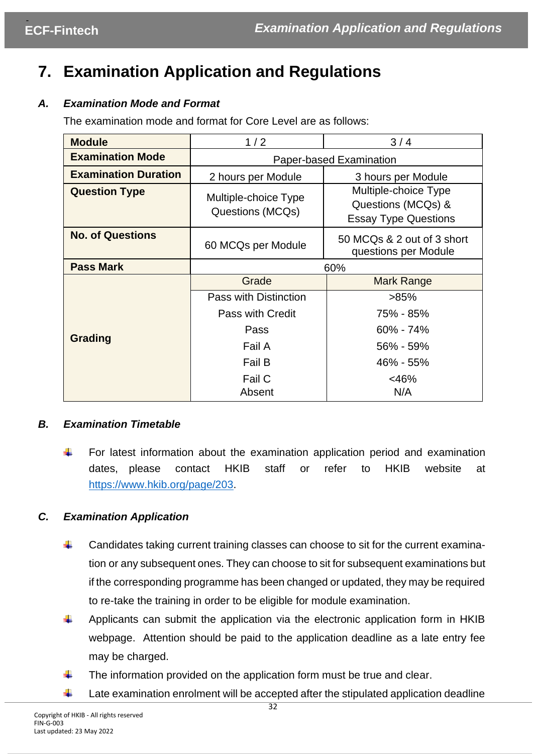# 7. Examination Application and Regulations

### *A. Examination Mode and Format*

The examination mode and format for Core Level are as follows:

| **Module** | 1 / 2 | 3 / 4 |
|---|---|---|
| **Examination Mode** | Paper-based Examination | |
| **Examination Duration** | 2 hours per Module | 3 hours per Module |
| **Question Type** | Multiple-choice Type Questions (MCQs) | Multiple-choice Type Questions (MCQs) & Essay Type Questions |
| **No. of Questions** | 60 MCQs per Module | 50 MCQs & 2 out of 3 short questions per Module |
| **Pass Mark** | 60% | |
| **Grading** | Grade | Mark Range |
| | Pass with Distinction | >85% |
| | Pass with Credit | 75% - 85% |
| | Pass | 60% - 74% |
| | Fail A | 56% - 59% |
| | Fail B | 46% - 55% |
| | Fail C | <46% |
| | Absent | N/A |

### *B. Examination Timetable*

- For latest information about the examination application period and examination dates, please contact HKIB staff or refer to HKIB website at https://www.hkib.org/page/203.

### *C. Examination Application*

- Candidates taking current training classes can choose to sit for the current examination or any subsequent ones. They can choose to sit for subsequent examinations but if the corresponding programme has been changed or updated, they may be required to re-take the training in order to be eligible for module examination.
- Applicants can submit the application via the electronic application form in HKIB webpage. Attention should be paid to the application deadline as a late entry fee may be charged.
- The information provided on the application form must be true and clear.
- Late examination enrolment will be accepted after the stipulated application deadline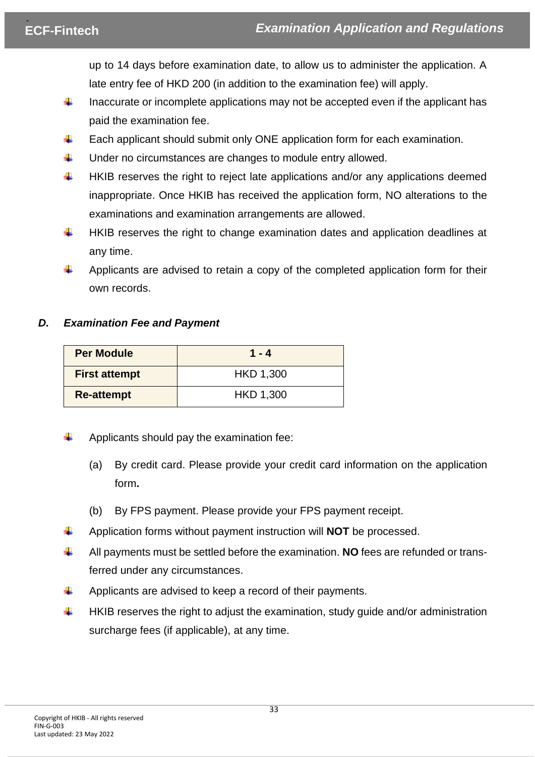up to 14 days before examination date, to allow us to administer the application. A late entry fee of HKD 200 (in addition to the examination fee) will apply.

- Inaccurate or incomplete applications may not be accepted even if the applicant has paid the examination fee.
- Each applicant should submit only ONE application form for each examination.
- Under no circumstances are changes to module entry allowed.
- HKIB reserves the right to reject late applications and/or any applications deemed inappropriate. Once HKIB has received the application form, NO alterations to the examinations and examination arrangements are allowed.
- HKIB reserves the right to change examination dates and application deadlines at any time.
- Applicants are advised to retain a copy of the completed application form for their own records.

### *D. Examination Fee and Payment*

| **Per Module** | **1 - 4** |
|---|---|
| **First attempt** | HKD 1,300 |
| **Re-attempt** | HKD 1,300 |

- Applicants should pay the examination fee:

  (a) By credit card. Please provide your credit card information on the application form**.**

  (b) By FPS payment. Please provide your FPS payment receipt.

- Application forms without payment instruction will **NOT** be processed.
- All payments must be settled before the examination. **NO** fees are refunded or transferred under any circumstances.
- Applicants are advised to keep a record of their payments.
- HKIB reserves the right to adjust the examination, study guide and/or administration surcharge fees (if applicable), at any time.

Copyright of HKIB - All rights reserved
FIN-G-003
Last updated: 23 May 2022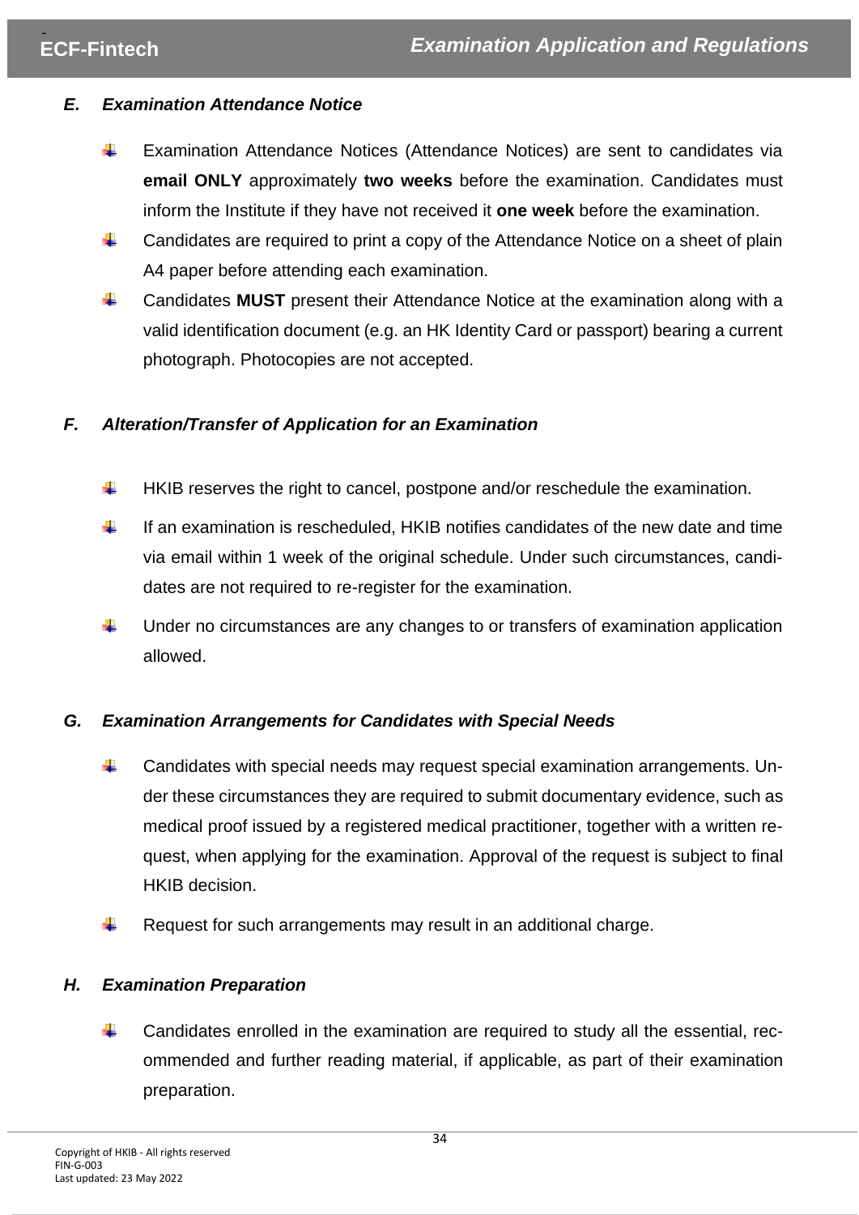### *E. Examination Attendance Notice*

- Examination Attendance Notices (Attendance Notices) are sent to candidates via **email ONLY** approximately **two weeks** before the examination. Candidates must inform the Institute if they have not received it **one week** before the examination.
- Candidates are required to print a copy of the Attendance Notice on a sheet of plain A4 paper before attending each examination.
- Candidates **MUST** present their Attendance Notice at the examination along with a valid identification document (e.g. an HK Identity Card or passport) bearing a current photograph. Photocopies are not accepted.

### *F. Alteration/Transfer of Application for an Examination*

- HKIB reserves the right to cancel, postpone and/or reschedule the examination.
- If an examination is rescheduled, HKIB notifies candidates of the new date and time via email within 1 week of the original schedule. Under such circumstances, candidates are not required to re-register for the examination.
- Under no circumstances are any changes to or transfers of examination application allowed.

### *G. Examination Arrangements for Candidates with Special Needs*

- Candidates with special needs may request special examination arrangements. Under these circumstances they are required to submit documentary evidence, such as medical proof issued by a registered medical practitioner, together with a written request, when applying for the examination. Approval of the request is subject to final HKIB decision.
- Request for such arrangements may result in an additional charge.

### *H. Examination Preparation*

- Candidates enrolled in the examination are required to study all the essential, recommended and further reading material, if applicable, as part of their examination preparation.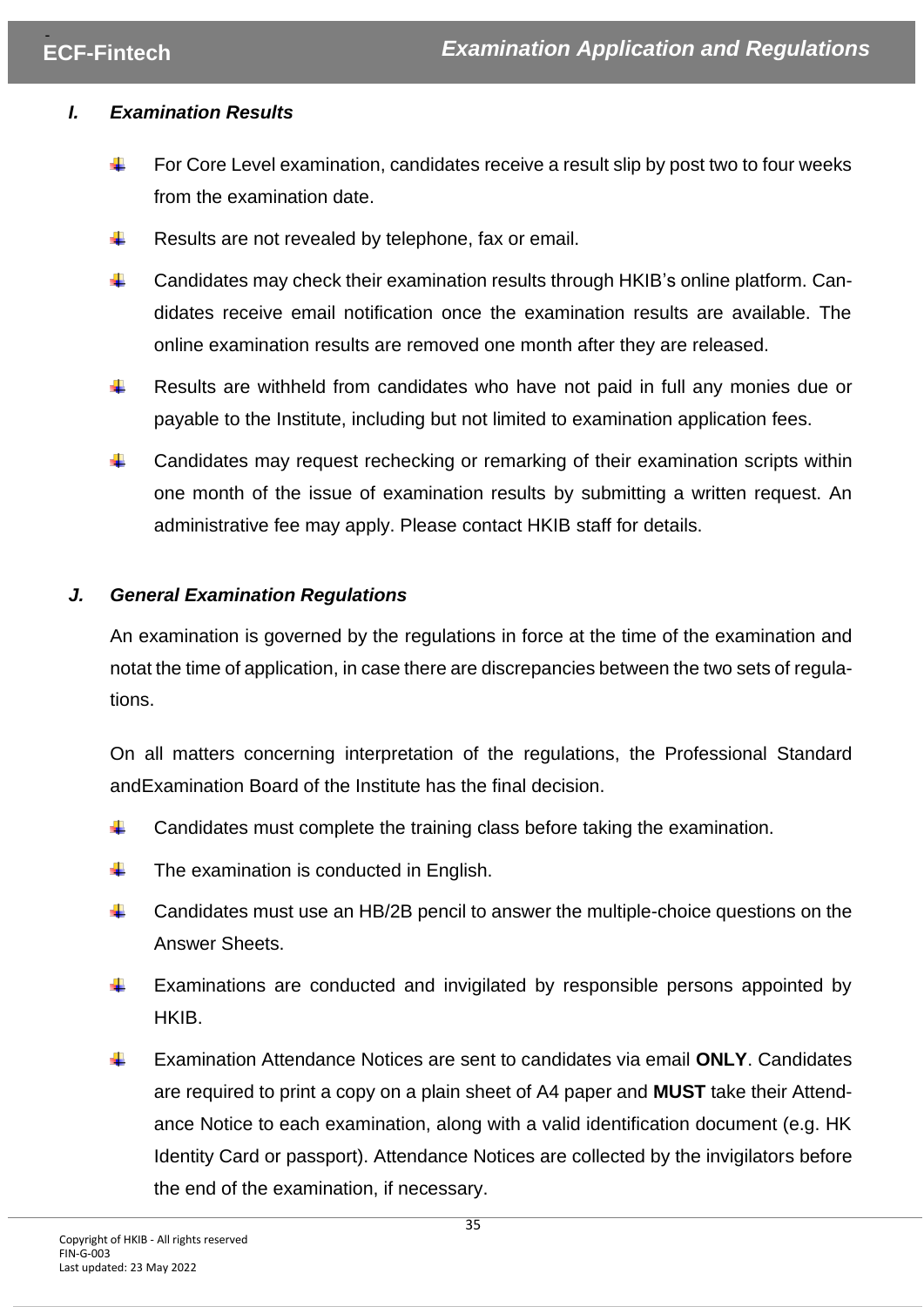### I. *Examination Results*

- For Core Level examination, candidates receive a result slip by post two to four weeks from the examination date.
- Results are not revealed by telephone, fax or email.
- Candidates may check their examination results through HKIB's online platform. Candidates receive email notification once the examination results are available. The online examination results are removed one month after they are released.
- Results are withheld from candidates who have not paid in full any monies due or payable to the Institute, including but not limited to examination application fees.
- Candidates may request rechecking or remarking of their examination scripts within one month of the issue of examination results by submitting a written request. An administrative fee may apply. Please contact HKIB staff for details.

### J. *General Examination Regulations*

An examination is governed by the regulations in force at the time of the examination and notat the time of application, in case there are discrepancies between the two sets of regulations.

On all matters concerning interpretation of the regulations, the Professional Standard andExamination Board of the Institute has the final decision.

- Candidates must complete the training class before taking the examination.
- The examination is conducted in English.
- Candidates must use an HB/2B pencil to answer the multiple-choice questions on the Answer Sheets.
- Examinations are conducted and invigilated by responsible persons appointed by HKIB.
- Examination Attendance Notices are sent to candidates via email **ONLY**. Candidates are required to print a copy on a plain sheet of A4 paper and **MUST** take their Attendance Notice to each examination, along with a valid identification document (e.g. HK Identity Card or passport). Attendance Notices are collected by the invigilators before the end of the examination, if necessary.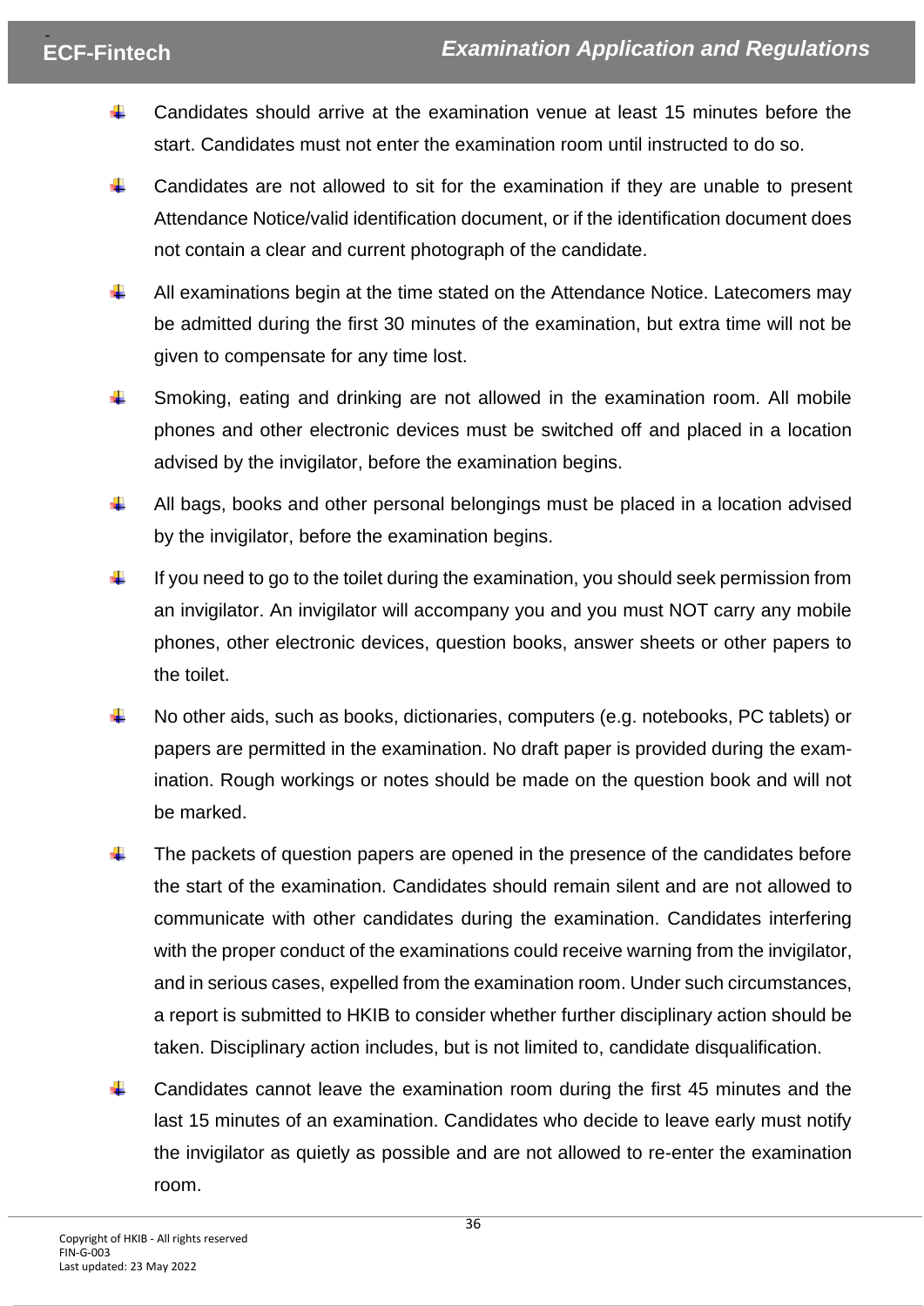- Candidates should arrive at the examination venue at least 15 minutes before the start. Candidates must not enter the examination room until instructed to do so.
- Candidates are not allowed to sit for the examination if they are unable to present Attendance Notice/valid identification document, or if the identification document does not contain a clear and current photograph of the candidate.
- All examinations begin at the time stated on the Attendance Notice. Latecomers may be admitted during the first 30 minutes of the examination, but extra time will not be given to compensate for any time lost.
- Smoking, eating and drinking are not allowed in the examination room. All mobile phones and other electronic devices must be switched off and placed in a location advised by the invigilator, before the examination begins.
- All bags, books and other personal belongings must be placed in a location advised by the invigilator, before the examination begins.
- If you need to go to the toilet during the examination, you should seek permission from an invigilator. An invigilator will accompany you and you must NOT carry any mobile phones, other electronic devices, question books, answer sheets or other papers to the toilet.
- No other aids, such as books, dictionaries, computers (e.g. notebooks, PC tablets) or papers are permitted in the examination. No draft paper is provided during the examination. Rough workings or notes should be made on the question book and will not be marked.
- The packets of question papers are opened in the presence of the candidates before the start of the examination. Candidates should remain silent and are not allowed to communicate with other candidates during the examination. Candidates interfering with the proper conduct of the examinations could receive warning from the invigilator, and in serious cases, expelled from the examination room. Under such circumstances, a report is submitted to HKIB to consider whether further disciplinary action should be taken. Disciplinary action includes, but is not limited to, candidate disqualification.
- Candidates cannot leave the examination room during the first 45 minutes and the last 15 minutes of an examination. Candidates who decide to leave early must notify the invigilator as quietly as possible and are not allowed to re-enter the examination room.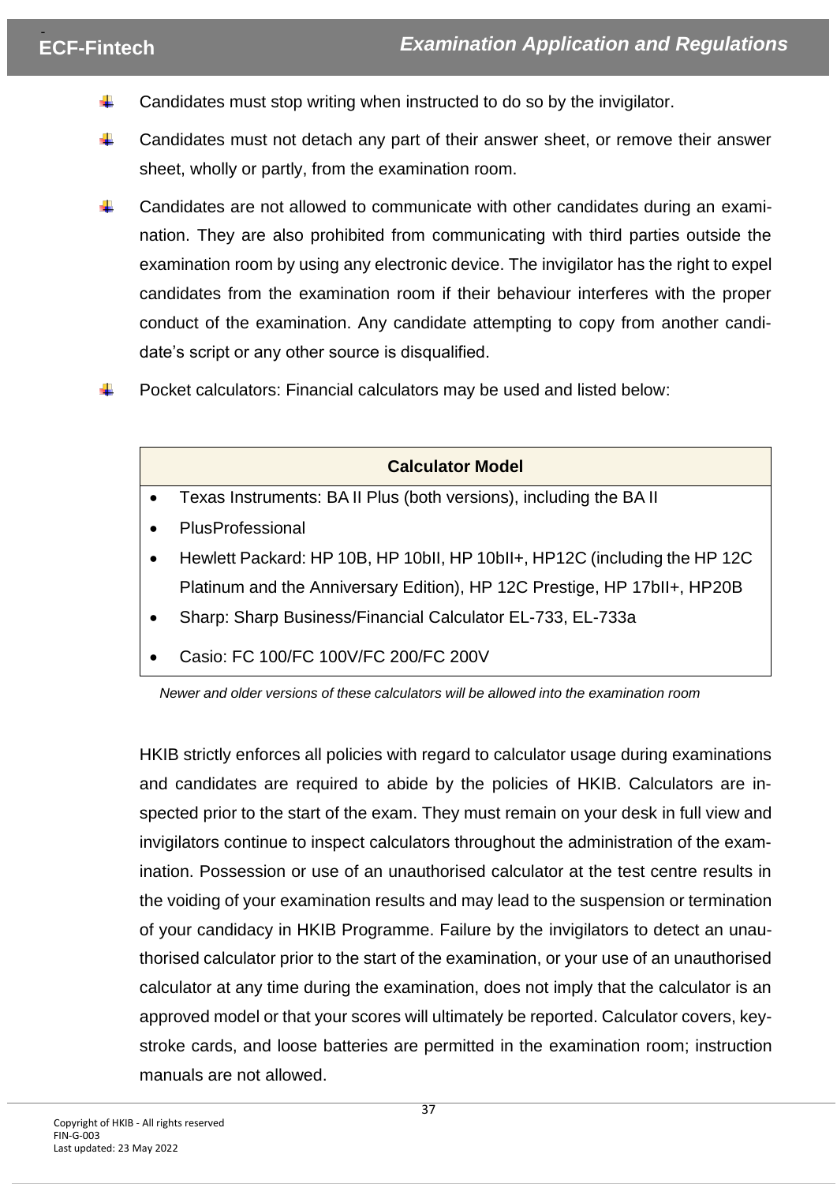- Candidates must stop writing when instructed to do so by the invigilator.
- Candidates must not detach any part of their answer sheet, or remove their answer sheet, wholly or partly, from the examination room.
- Candidates are not allowed to communicate with other candidates during an examination. They are also prohibited from communicating with third parties outside the examination room by using any electronic device. The invigilator has the right to expel candidates from the examination room if their behaviour interferes with the proper conduct of the examination. Any candidate attempting to copy from another candidate's script or any other source is disqualified.
- Pocket calculators: Financial calculators may be used and listed below:

| Calculator Model |
| --- |
| • Texas Instruments: BA II Plus (both versions), including the BA II<br>• PlusProfessional<br>• Hewlett Packard: HP 10B, HP 10bII, HP 10bII+, HP12C (including the HP 12C Platinum and the Anniversary Edition), HP 12C Prestige, HP 17bII+, HP20B<br>• Sharp: Sharp Business/Financial Calculator EL-733, EL-733a<br>• Casio: FC 100/FC 100V/FC 200/FC 200V |

*Newer and older versions of these calculators will be allowed into the examination room*

HKIB strictly enforces all policies with regard to calculator usage during examinations and candidates are required to abide by the policies of HKIB. Calculators are inspected prior to the start of the exam. They must remain on your desk in full view and invigilators continue to inspect calculators throughout the administration of the examination. Possession or use of an unauthorised calculator at the test centre results in the voiding of your examination results and may lead to the suspension or termination of your candidacy in HKIB Programme. Failure by the invigilators to detect an unauthorised calculator prior to the start of the examination, or your use of an unauthorised calculator at any time during the examination, does not imply that the calculator is an approved model or that your scores will ultimately be reported. Calculator covers, keystroke cards, and loose batteries are permitted in the examination room; instruction manuals are not allowed.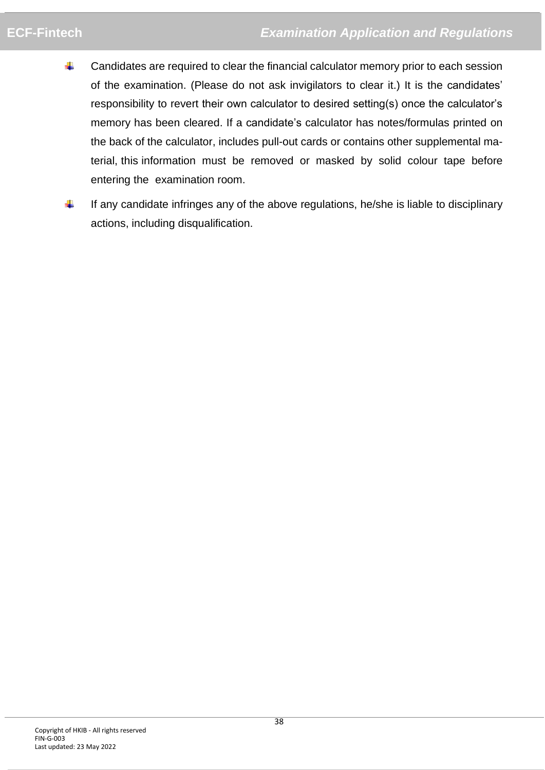- Candidates are required to clear the financial calculator memory prior to each session of the examination. (Please do not ask invigilators to clear it.) It is the candidates' responsibility to revert their own calculator to desired setting(s) once the calculator's memory has been cleared. If a candidate's calculator has notes/formulas printed on the back of the calculator, includes pull-out cards or contains other supplemental material, this information must be removed or masked by solid colour tape before entering the examination room.
- If any candidate infringes any of the above regulations, he/she is liable to disciplinary actions, including disqualification.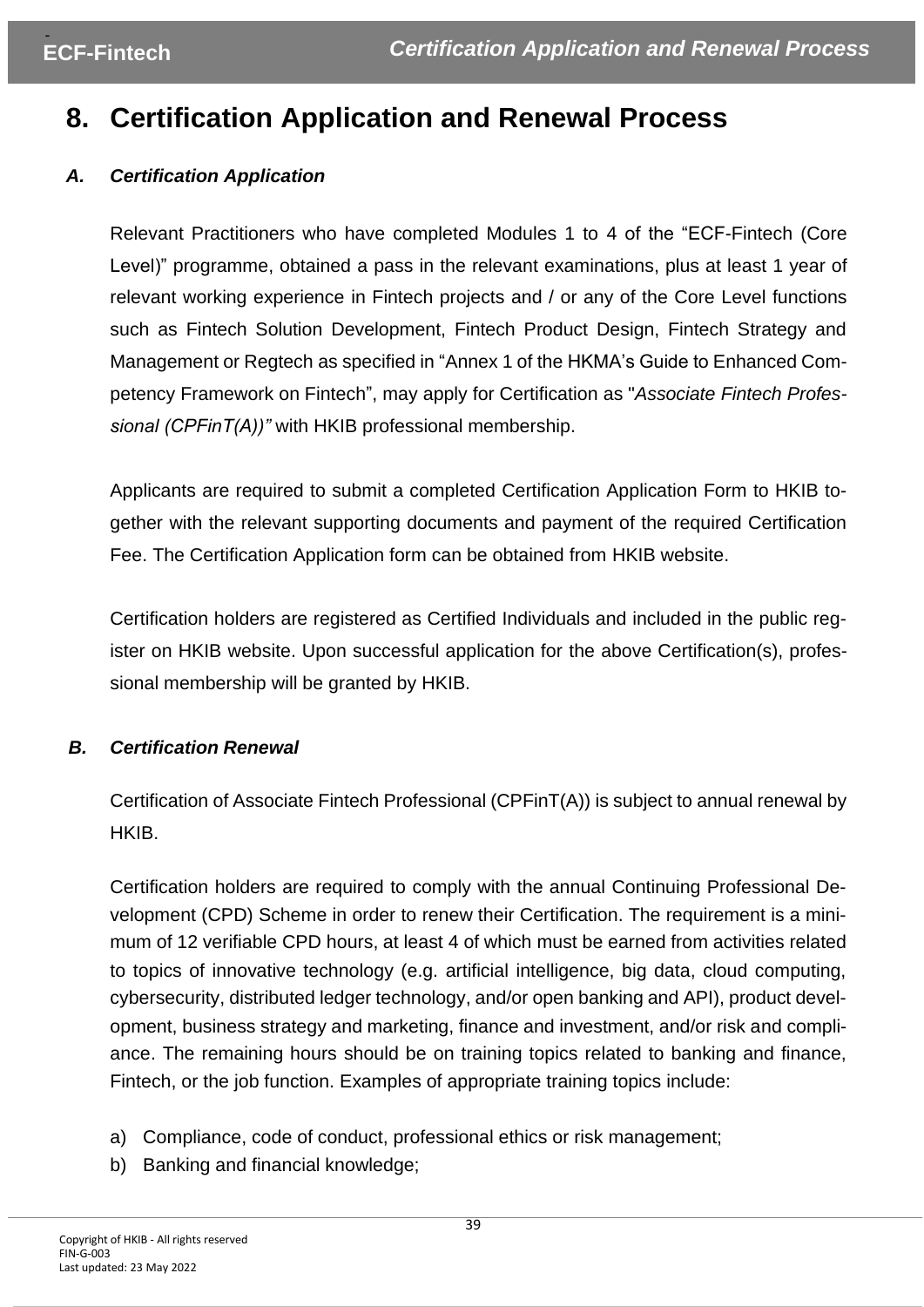# 8. Certification Application and Renewal Process

### *A. Certification Application*

Relevant Practitioners who have completed Modules 1 to 4 of the “ECF-Fintech (Core Level)” programme, obtained a pass in the relevant examinations, plus at least 1 year of relevant working experience in Fintech projects and / or any of the Core Level functions such as Fintech Solution Development, Fintech Product Design, Fintech Strategy and Management or Regtech as specified in “Annex 1 of the HKMA’s Guide to Enhanced Competency Framework on Fintech”, may apply for Certification as "*Associate Fintech Professional (CPFinT(A))”* with HKIB professional membership.

Applicants are required to submit a completed Certification Application Form to HKIB together with the relevant supporting documents and payment of the required Certification Fee. The Certification Application form can be obtained from HKIB website.

Certification holders are registered as Certified Individuals and included in the public register on HKIB website. Upon successful application for the above Certification(s), professional membership will be granted by HKIB.

### *B. Certification Renewal*

Certification of Associate Fintech Professional (CPFinT(A)) is subject to annual renewal by HKIB.

Certification holders are required to comply with the annual Continuing Professional Development (CPD) Scheme in order to renew their Certification. The requirement is a minimum of 12 verifiable CPD hours, at least 4 of which must be earned from activities related to topics of innovative technology (e.g. artificial intelligence, big data, cloud computing, cybersecurity, distributed ledger technology, and/or open banking and API), product development, business strategy and marketing, finance and investment, and/or risk and compliance. The remaining hours should be on training topics related to banking and finance, Fintech, or the job function. Examples of appropriate training topics include:

a) Compliance, code of conduct, professional ethics or risk management;
b) Banking and financial knowledge;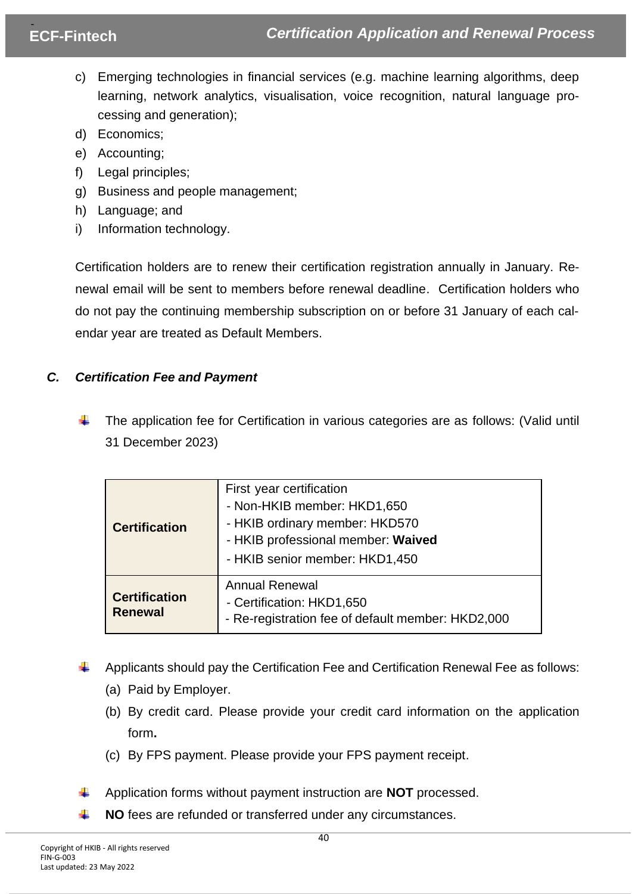c) Emerging technologies in financial services (e.g. machine learning algorithms, deep learning, network analytics, visualisation, voice recognition, natural language processing and generation);
d) Economics;
e) Accounting;
f) Legal principles;
g) Business and people management;
h) Language; and
i) Information technology.

Certification holders are to renew their certification registration annually in January. Renewal email will be sent to members before renewal deadline. Certification holders who do not pay the continuing membership subscription on or before 31 January of each calendar year are treated as Default Members.

### *C. Certification Fee and Payment*

- The application fee for Certification in various categories are as follows: (Valid until 31 December 2023)

| | |
|---|---|
| **Certification** | First year certification<br>- Non-HKIB member: HKD1,650<br>- HKIB ordinary member: HKD570<br>- HKIB professional member: **Waived**<br>- HKIB senior member: HKD1,450 |
| **Certification Renewal** | Annual Renewal<br>- Certification: HKD1,650<br>- Re-registration fee of default member: HKD2,000 |

- Applicants should pay the Certification Fee and Certification Renewal Fee as follows:
  (a) Paid by Employer.
  (b) By credit card. Please provide your credit card information on the application form**.**
  (c) By FPS payment. Please provide your FPS payment receipt.

- Application forms without payment instruction are **NOT** processed.
- **NO** fees are refunded or transferred under any circumstances.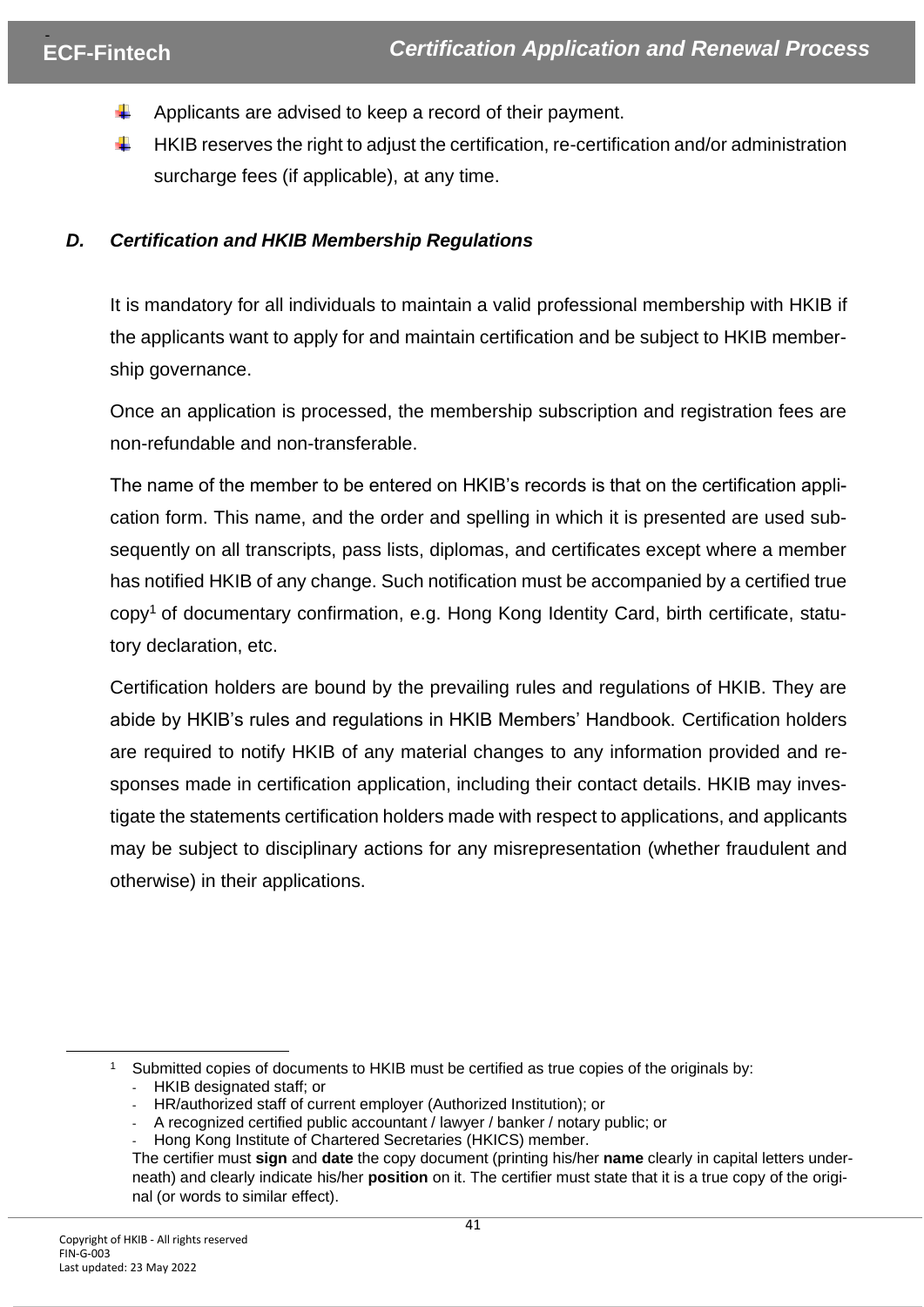- Applicants are advised to keep a record of their payment.
- HKIB reserves the right to adjust the certification, re-certification and/or administration surcharge fees (if applicable), at any time.

### *D. Certification and HKIB Membership Regulations*

It is mandatory for all individuals to maintain a valid professional membership with HKIB if the applicants want to apply for and maintain certification and be subject to HKIB membership governance.

Once an application is processed, the membership subscription and registration fees are non-refundable and non-transferable.

The name of the member to be entered on HKIB's records is that on the certification application form. This name, and the order and spelling in which it is presented are used subsequently on all transcripts, pass lists, diplomas, and certificates except where a member has notified HKIB of any change. Such notification must be accompanied by a certified true copy[1] of documentary confirmation, e.g. Hong Kong Identity Card, birth certificate, statutory declaration, etc.

Certification holders are bound by the prevailing rules and regulations of HKIB. They are abide by HKIB's rules and regulations in HKIB Members' Handbook. Certification holders are required to notify HKIB of any material changes to any information provided and responses made in certification application, including their contact details. HKIB may investigate the statements certification holders made with respect to applications, and applicants may be subject to disciplinary actions for any misrepresentation (whether fraudulent and otherwise) in their applications.

---

[1] Submitted copies of documents to HKIB must be certified as true copies of the originals by:

- HKIB designated staff; or
- HR/authorized staff of current employer (Authorized Institution); or
- A recognized certified public accountant / lawyer / banker / notary public; or
- Hong Kong Institute of Chartered Secretaries (HKICS) member.

The certifier must **sign** and **date** the copy document (printing his/her **name** clearly in capital letters underneath) and clearly indicate his/her **position** on it. The certifier must state that it is a true copy of the original (or words to similar effect).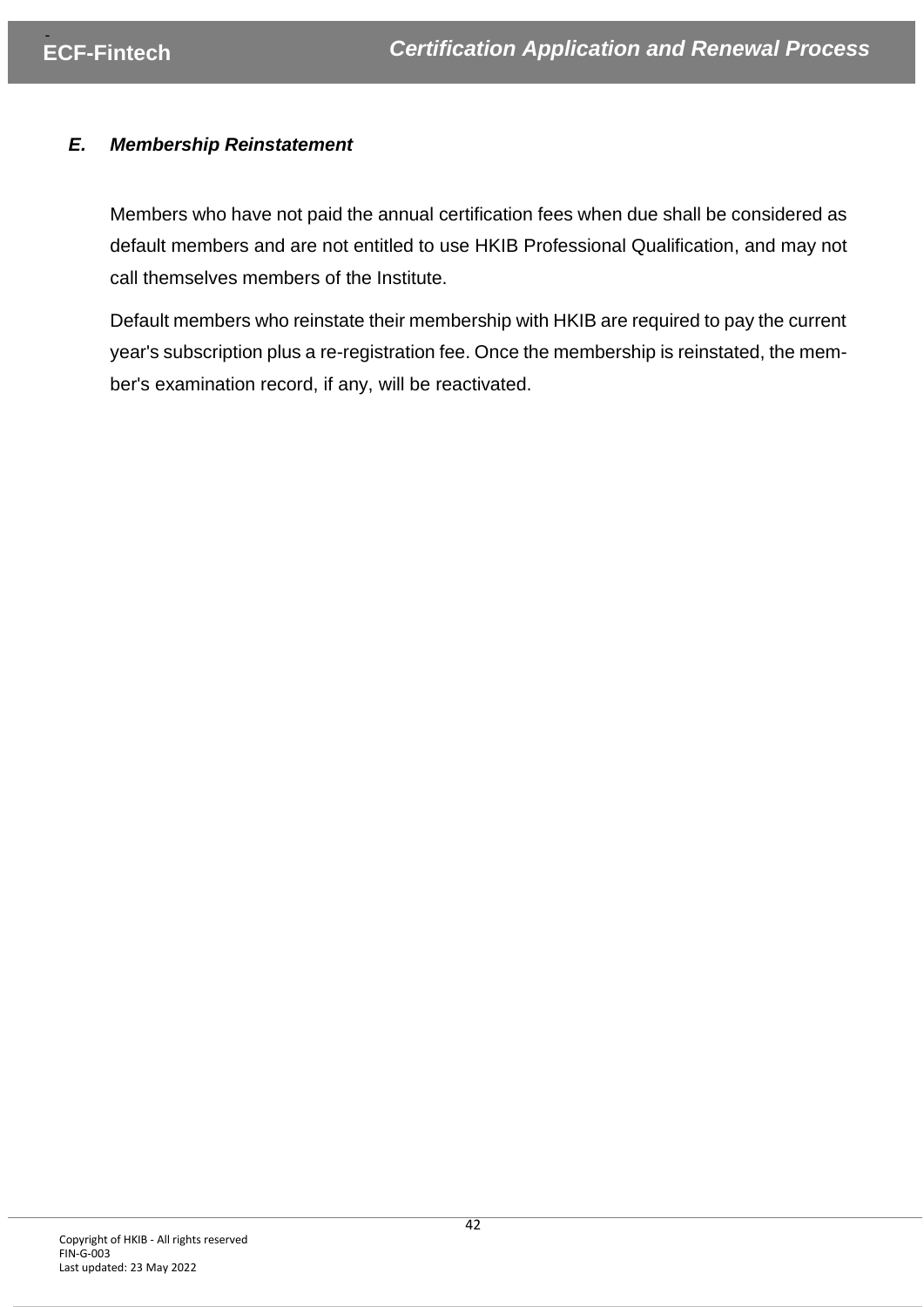### *E. Membership Reinstatement*

Members who have not paid the annual certification fees when due shall be considered as default members and are not entitled to use HKIB Professional Qualification, and may not call themselves members of the Institute.

Default members who reinstate their membership with HKIB are required to pay the current year's subscription plus a re-registration fee. Once the membership is reinstated, the member's examination record, if any, will be reactivated.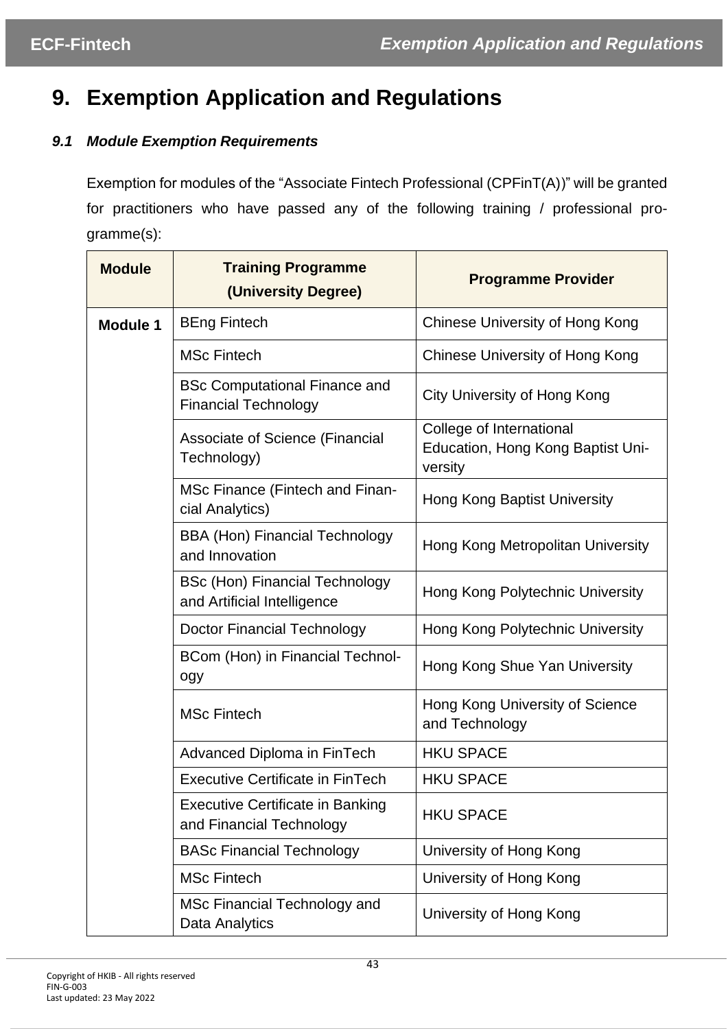# 9. Exemption Application and Regulations

### *9.1 Module Exemption Requirements*

Exemption for modules of the "Associate Fintech Professional (CPFinT(A))" will be granted for practitioners who have passed any of the following training / professional programme(s):

| Module | Training Programme (University Degree) | Programme Provider |
|---|---|---|
| **Module 1** | BEng Fintech | Chinese University of Hong Kong |
| | MSc Fintech | Chinese University of Hong Kong |
| | BSc Computational Finance and Financial Technology | City University of Hong Kong |
| | Associate of Science (Financial Technology) | College of International Education, Hong Kong Baptist University |
| | MSc Finance (Fintech and Financial Analytics) | Hong Kong Baptist University |
| | BBA (Hon) Financial Technology and Innovation | Hong Kong Metropolitan University |
| | BSc (Hon) Financial Technology and Artificial Intelligence | Hong Kong Polytechnic University |
| | Doctor Financial Technology | Hong Kong Polytechnic University |
| | BCom (Hon) in Financial Technology | Hong Kong Shue Yan University |
| | MSc Fintech | Hong Kong University of Science and Technology |
| | Advanced Diploma in FinTech | HKU SPACE |
| | Executive Certificate in FinTech | HKU SPACE |
| | Executive Certificate in Banking and Financial Technology | HKU SPACE |
| | BASc Financial Technology | University of Hong Kong |
| | MSc Fintech | University of Hong Kong |
| | MSc Financial Technology and Data Analytics | University of Hong Kong |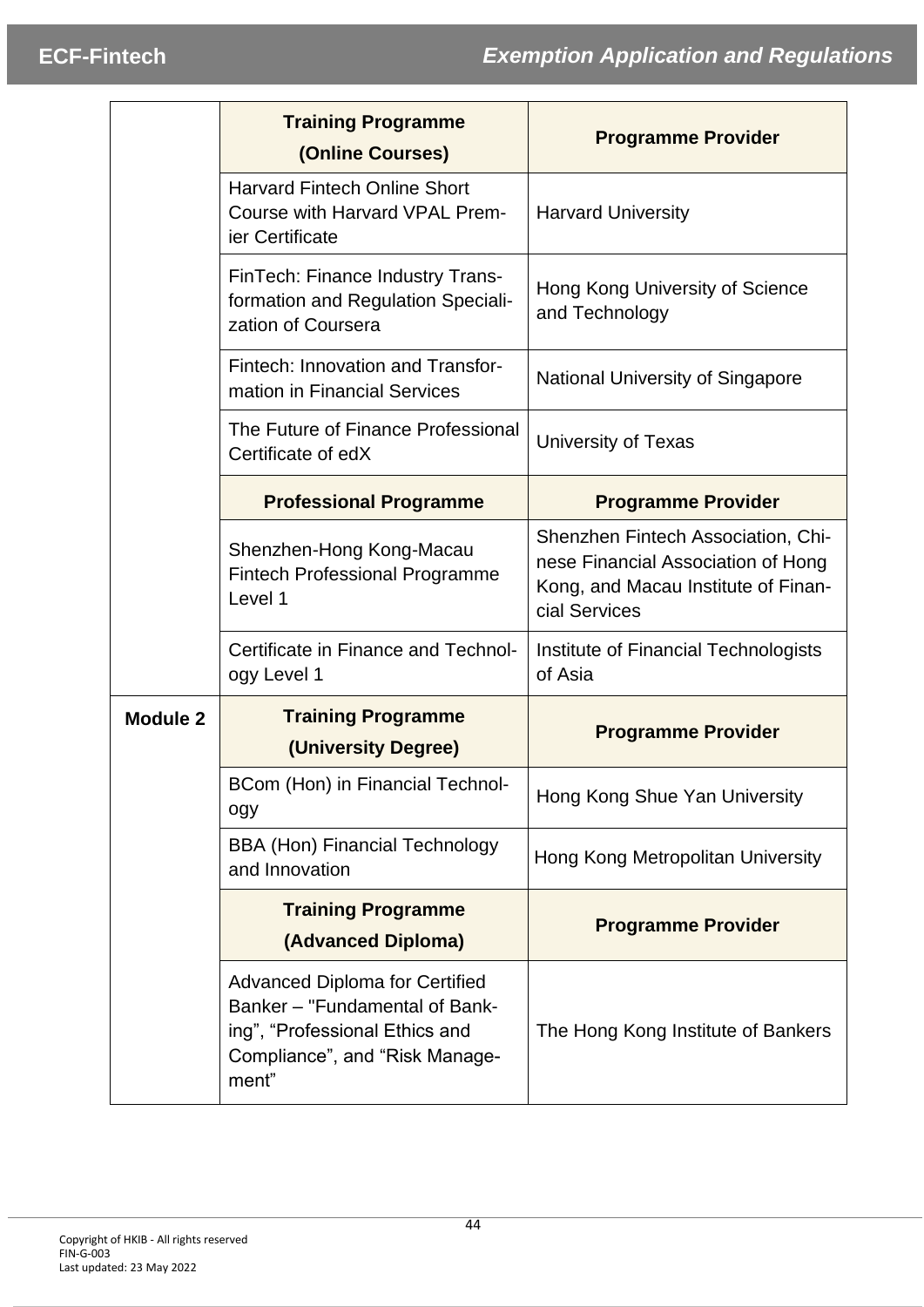| | Training Programme (Online Courses) | Programme Provider |
|---|---|---|
| | Harvard Fintech Online Short Course with Harvard VPAL Premier Certificate | Harvard University |
| | FinTech: Finance Industry Transformation and Regulation Specialization of Coursera | Hong Kong University of Science and Technology |
| | Fintech: Innovation and Transformation in Financial Services | National University of Singapore |
| | The Future of Finance Professional Certificate of edX | University of Texas |
| | **Professional Programme** | **Programme Provider** |
| | Shenzhen-Hong Kong-Macau Fintech Professional Programme Level 1 | Shenzhen Fintech Association, Chinese Financial Association of Hong Kong, and Macau Institute of Financial Services |
| | Certificate in Finance and Technology Level 1 | Institute of Financial Technologists of Asia |
| **Module 2** | **Training Programme (University Degree)** | **Programme Provider** |
| | BCom (Hon) in Financial Technology | Hong Kong Shue Yan University |
| | BBA (Hon) Financial Technology and Innovation | Hong Kong Metropolitan University |
| | **Training Programme (Advanced Diploma)** | **Programme Provider** |
| | Advanced Diploma for Certified Banker – "Fundamental of Banking", "Professional Ethics and Compliance", and "Risk Management" | The Hong Kong Institute of Bankers |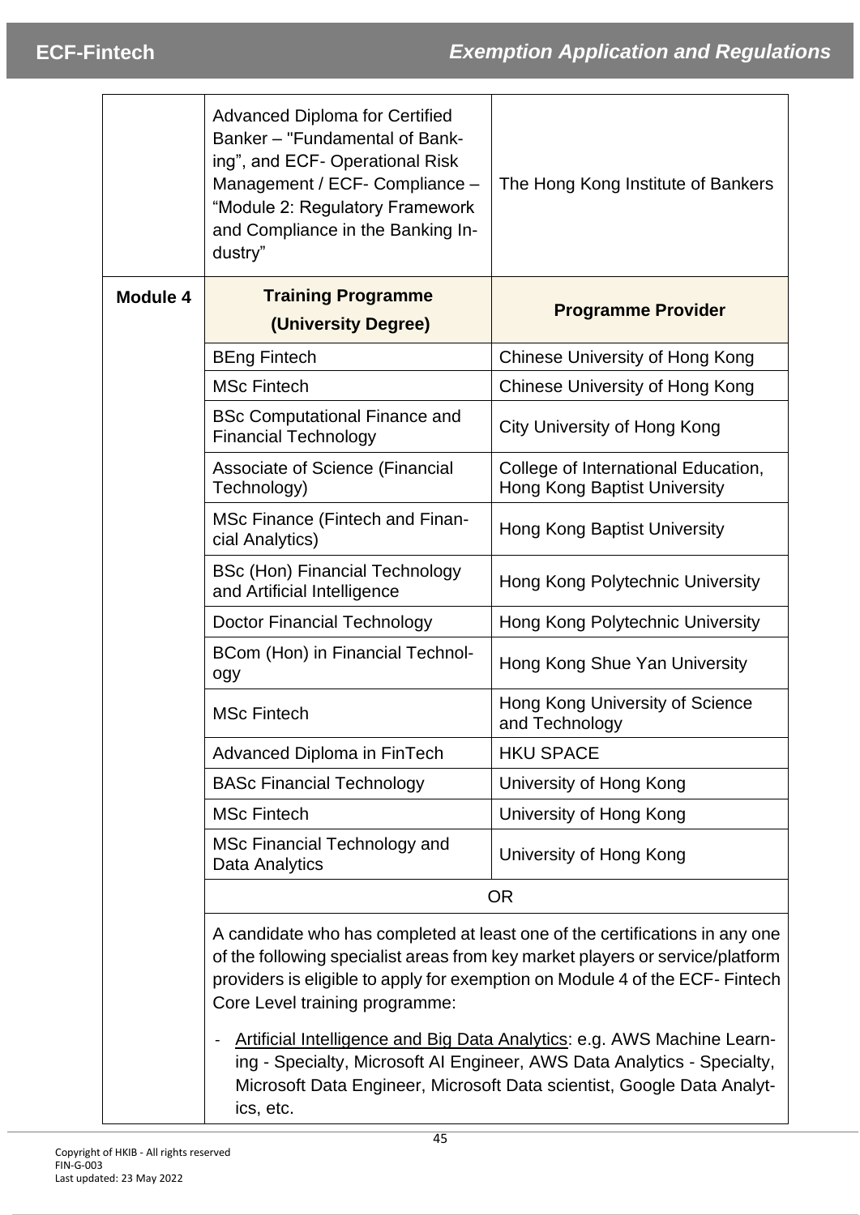| | | |
|---|---|---|
| | Advanced Diploma for Certified Banker – "Fundamental of Banking", and ECF- Operational Risk Management / ECF- Compliance – "Module 2: Regulatory Framework and Compliance in the Banking Industry" | The Hong Kong Institute of Bankers |
| **Module 4** | **Training Programme (University Degree)** | **Programme Provider** |
| | BEng Fintech | Chinese University of Hong Kong |
| | MSc Fintech | Chinese University of Hong Kong |
| | BSc Computational Finance and Financial Technology | City University of Hong Kong |
| | Associate of Science (Financial Technology) | College of International Education, Hong Kong Baptist University |
| | MSc Finance (Fintech and Financial Analytics) | Hong Kong Baptist University |
| | BSc (Hon) Financial Technology and Artificial Intelligence | Hong Kong Polytechnic University |
| | Doctor Financial Technology | Hong Kong Polytechnic University |
| | BCom (Hon) in Financial Technology | Hong Kong Shue Yan University |
| | MSc Fintech | Hong Kong University of Science and Technology |
| | Advanced Diploma in FinTech | HKU SPACE |
| | BASc Financial Technology | University of Hong Kong |
| | MSc Fintech | University of Hong Kong |
| | MSc Financial Technology and Data Analytics | University of Hong Kong |
| | OR | |
| | A candidate who has completed at least one of the certifications in any one of the following specialist areas from key market players or service/platform providers is eligible to apply for exemption on Module 4 of the ECF- Fintech Core Level training programme:<br><br>- Artificial Intelligence and Big Data Analytics: e.g. AWS Machine Learning - Specialty, Microsoft AI Engineer, AWS Data Analytics - Specialty, Microsoft Data Engineer, Microsoft Data scientist, Google Data Analytics, etc. | |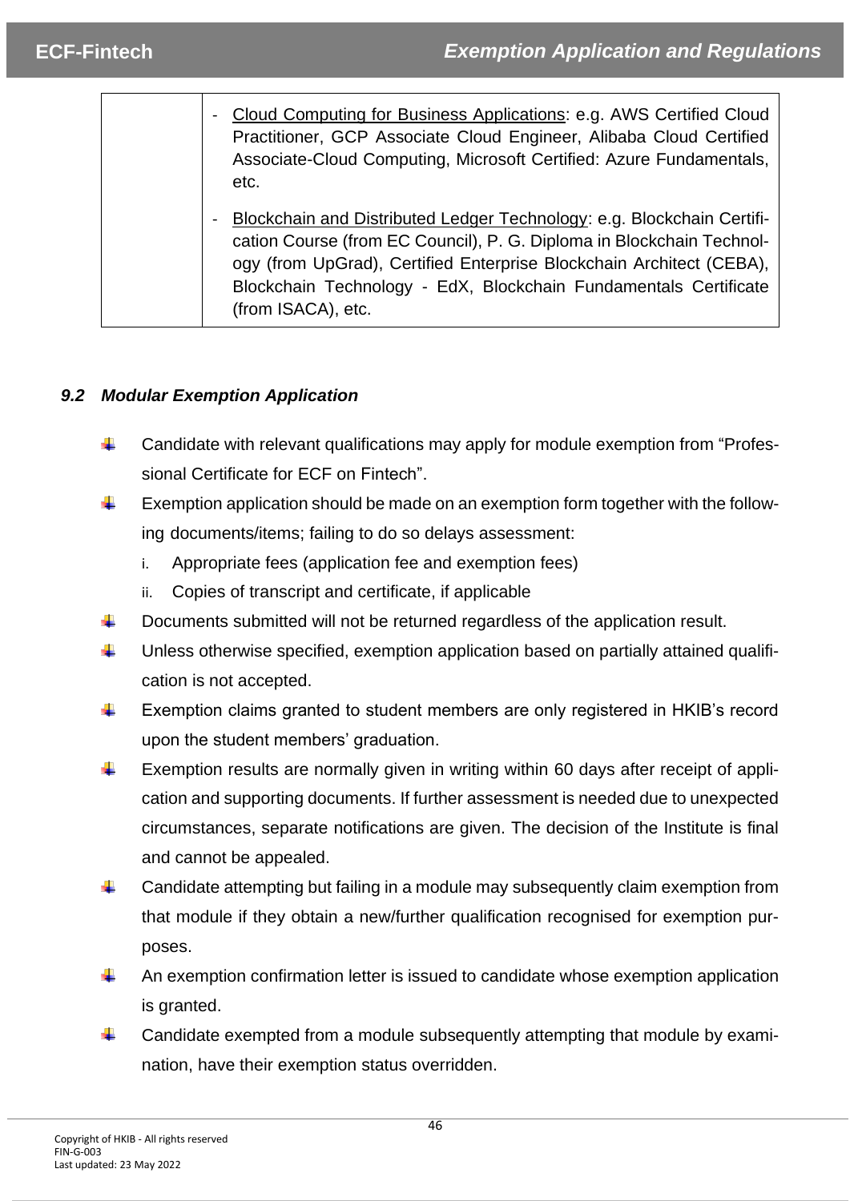| | - <u>Cloud Computing for Business Applications</u>: e.g. AWS Certified Cloud Practitioner, GCP Associate Cloud Engineer, Alibaba Cloud Certified Associate-Cloud Computing, Microsoft Certified: Azure Fundamentals, etc.<br><br>- <u>Blockchain and Distributed Ledger Technology</u>: e.g. Blockchain Certification Course (from EC Council), P. G. Diploma in Blockchain Technology (from UpGrad), Certified Enterprise Blockchain Architect (CEBA), Blockchain Technology - EdX, Blockchain Fundamentals Certificate (from ISACA), etc. |
|---|---|

### *9.2 Modular Exemption Application*

- Candidate with relevant qualifications may apply for module exemption from "Professional Certificate for ECF on Fintech".
- Exemption application should be made on an exemption form together with the following documents/items; failing to do so delays assessment:
  1. Appropriate fees (application fee and exemption fees)
  2. Copies of transcript and certificate, if applicable
- Documents submitted will not be returned regardless of the application result.
- Unless otherwise specified, exemption application based on partially attained qualification is not accepted.
- Exemption claims granted to student members are only registered in HKIB's record upon the student members' graduation.
- Exemption results are normally given in writing within 60 days after receipt of application and supporting documents. If further assessment is needed due to unexpected circumstances, separate notifications are given. The decision of the Institute is final and cannot be appealed.
- Candidate attempting but failing in a module may subsequently claim exemption from that module if they obtain a new/further qualification recognised for exemption purposes.
- An exemption confirmation letter is issued to candidate whose exemption application is granted.
- Candidate exempted from a module subsequently attempting that module by examination, have their exemption status overridden.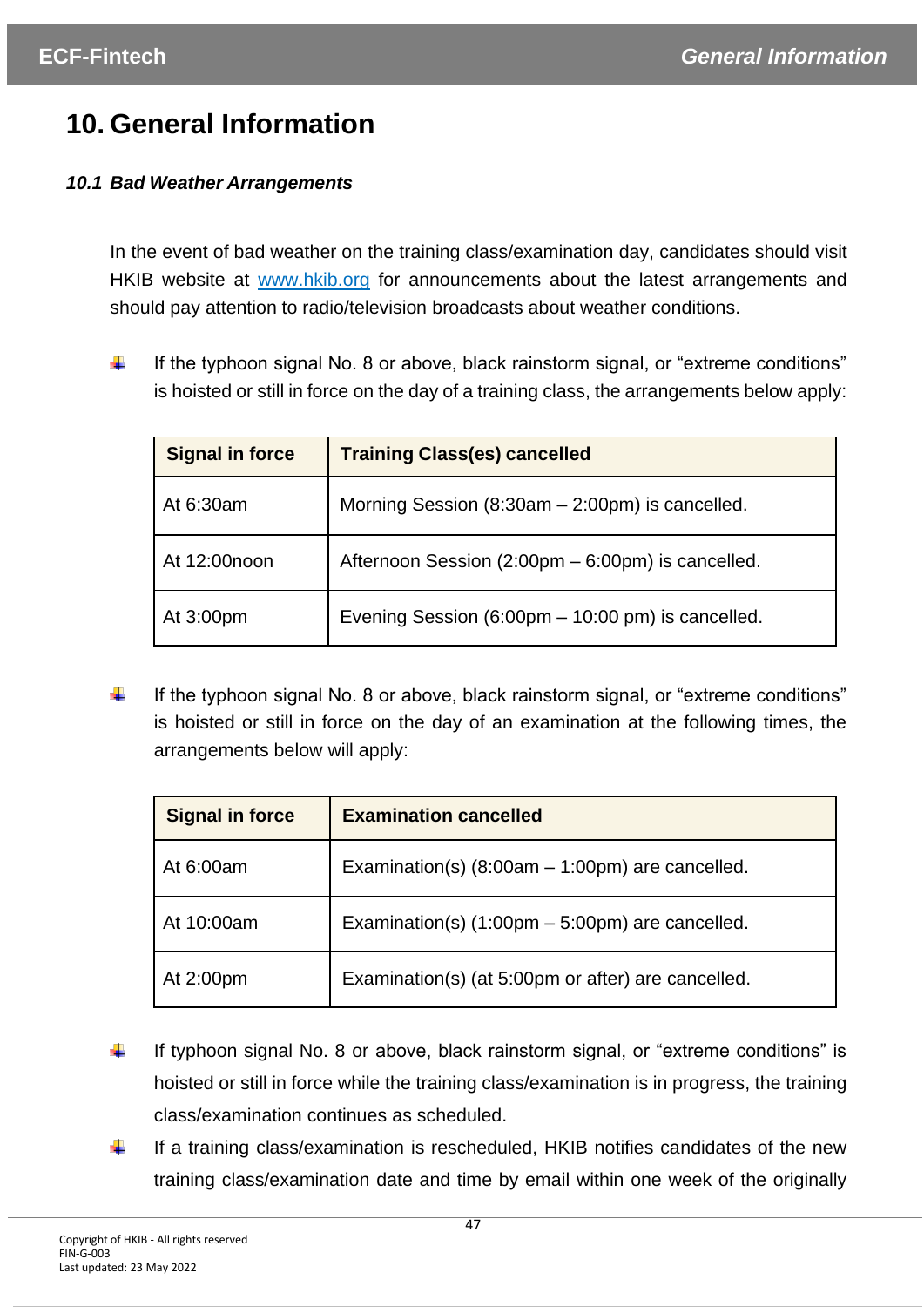# 10. General Information

### *10.1 Bad Weather Arrangements*

In the event of bad weather on the training class/examination day, candidates should visit HKIB website at [www.hkib.org](http://www.hkib.org) for announcements about the latest arrangements and should pay attention to radio/television broadcasts about weather conditions.

- If the typhoon signal No. 8 or above, black rainstorm signal, or "extreme conditions" is hoisted or still in force on the day of a training class, the arrangements below apply:

| Signal in force | Training Class(es) cancelled |
| --- | --- |
| At 6:30am | Morning Session (8:30am – 2:00pm) is cancelled. |
| At 12:00noon | Afternoon Session (2:00pm – 6:00pm) is cancelled. |
| At 3:00pm | Evening Session (6:00pm – 10:00 pm) is cancelled. |

- If the typhoon signal No. 8 or above, black rainstorm signal, or "extreme conditions" is hoisted or still in force on the day of an examination at the following times, the arrangements below will apply:

| Signal in force | Examination cancelled |
| --- | --- |
| At 6:00am | Examination(s) (8:00am – 1:00pm) are cancelled. |
| At 10:00am | Examination(s) (1:00pm – 5:00pm) are cancelled. |
| At 2:00pm | Examination(s) (at 5:00pm or after) are cancelled. |

- If typhoon signal No. 8 or above, black rainstorm signal, or "extreme conditions" is hoisted or still in force while the training class/examination is in progress, the training class/examination continues as scheduled.
- If a training class/examination is rescheduled, HKIB notifies candidates of the new training class/examination date and time by email within one week of the originally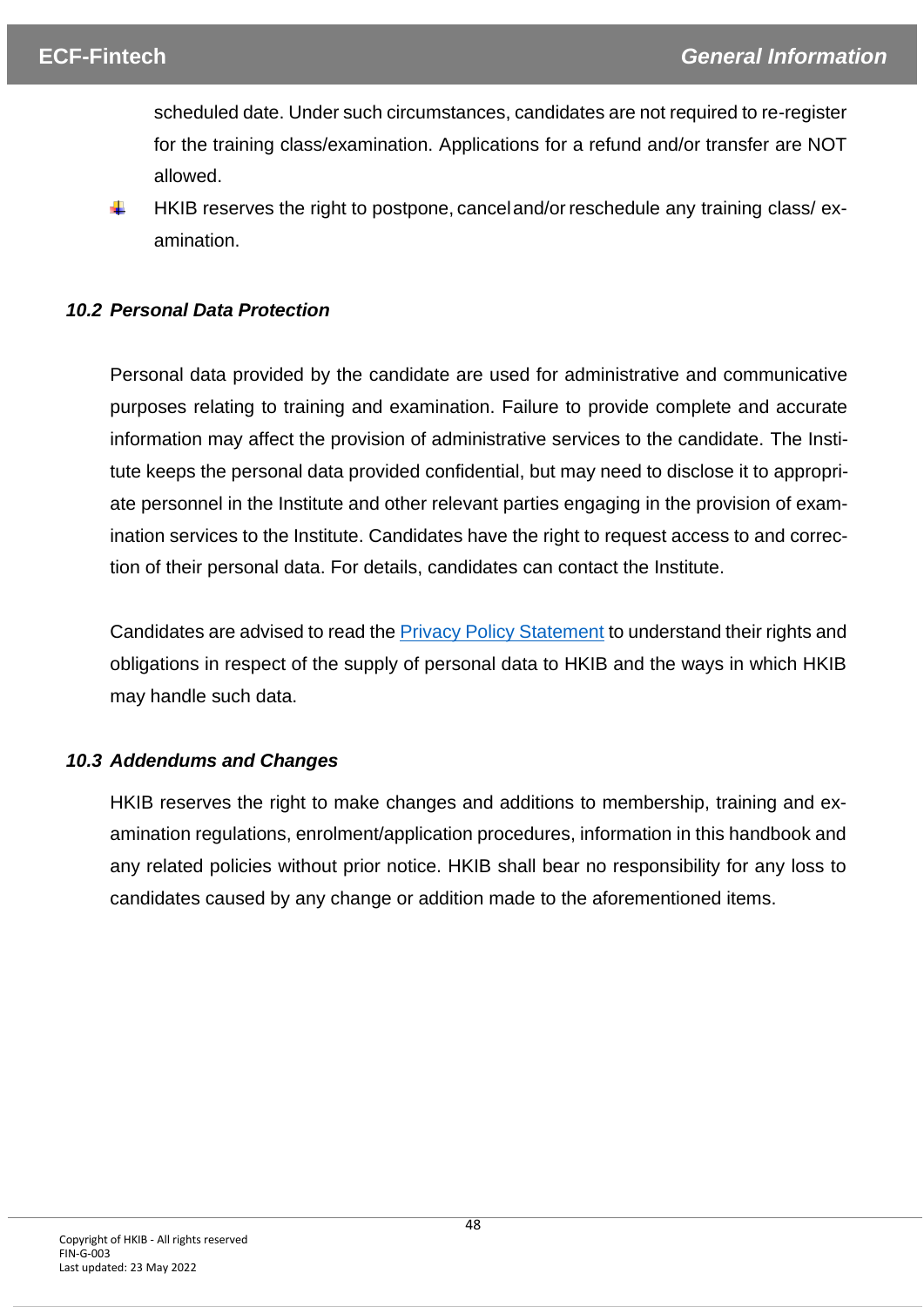scheduled date. Under such circumstances, candidates are not required to re-register for the training class/examination. Applications for a refund and/or transfer are NOT allowed.

- HKIB reserves the right to postpone, cancel and/or reschedule any training class/ examination.

### 10.2 Personal Data Protection

Personal data provided by the candidate are used for administrative and communicative purposes relating to training and examination. Failure to provide complete and accurate information may affect the provision of administrative services to the candidate. The Institute keeps the personal data provided confidential, but may need to disclose it to appropriate personnel in the Institute and other relevant parties engaging in the provision of examination services to the Institute. Candidates have the right to request access to and correction of their personal data. For details, candidates can contact the Institute.

Candidates are advised to read the Privacy Policy Statement to understand their rights and obligations in respect of the supply of personal data to HKIB and the ways in which HKIB may handle such data.

### 10.3 Addendums and Changes

HKIB reserves the right to make changes and additions to membership, training and examination regulations, enrolment/application procedures, information in this handbook and any related policies without prior notice. HKIB shall bear no responsibility for any loss to candidates caused by any change or addition made to the aforementioned items.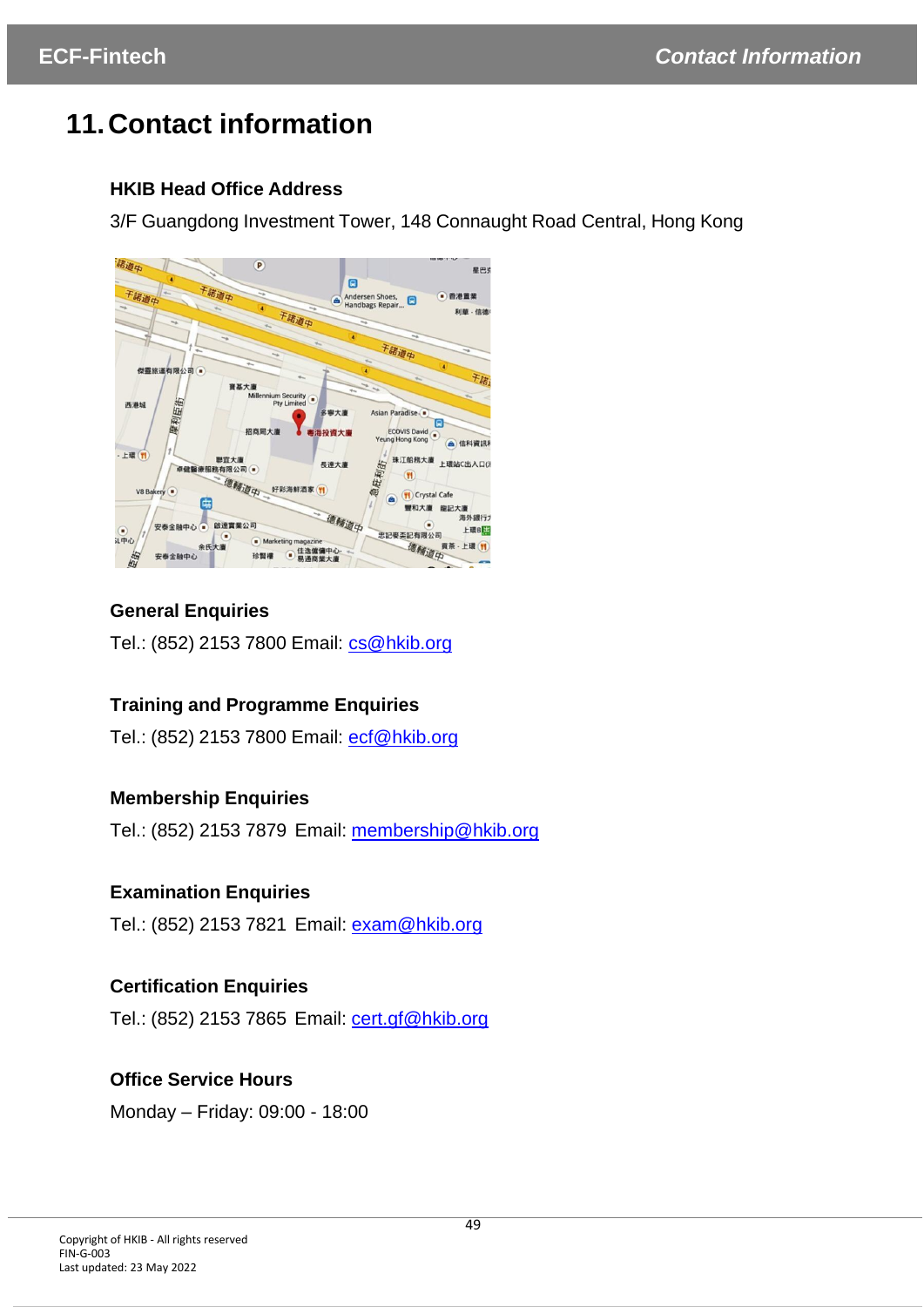# 11. Contact information

**HKIB Head Office Address**

3/F Guangdong Investment Tower, 148 Connaught Road Central, Hong Kong

**General Enquiries**

Tel.: (852) 2153 7800 Email: cs@hkib.org

**Training and Programme Enquiries**

Tel.: (852) 2153 7800 Email: ecf@hkib.org

**Membership Enquiries**

Tel.: (852) 2153 7879 Email: membership@hkib.org

**Examination Enquiries**

Tel.: (852) 2153 7821 Email: exam@hkib.org

**Certification Enquiries**

Tel.: (852) 2153 7865 Email: cert.gf@hkib.org

**Office Service Hours**

Monday – Friday: 09:00 - 18:00

Copyright of HKIB - All rights reserved
FIN-G-003
Last updated: 23 May 2022